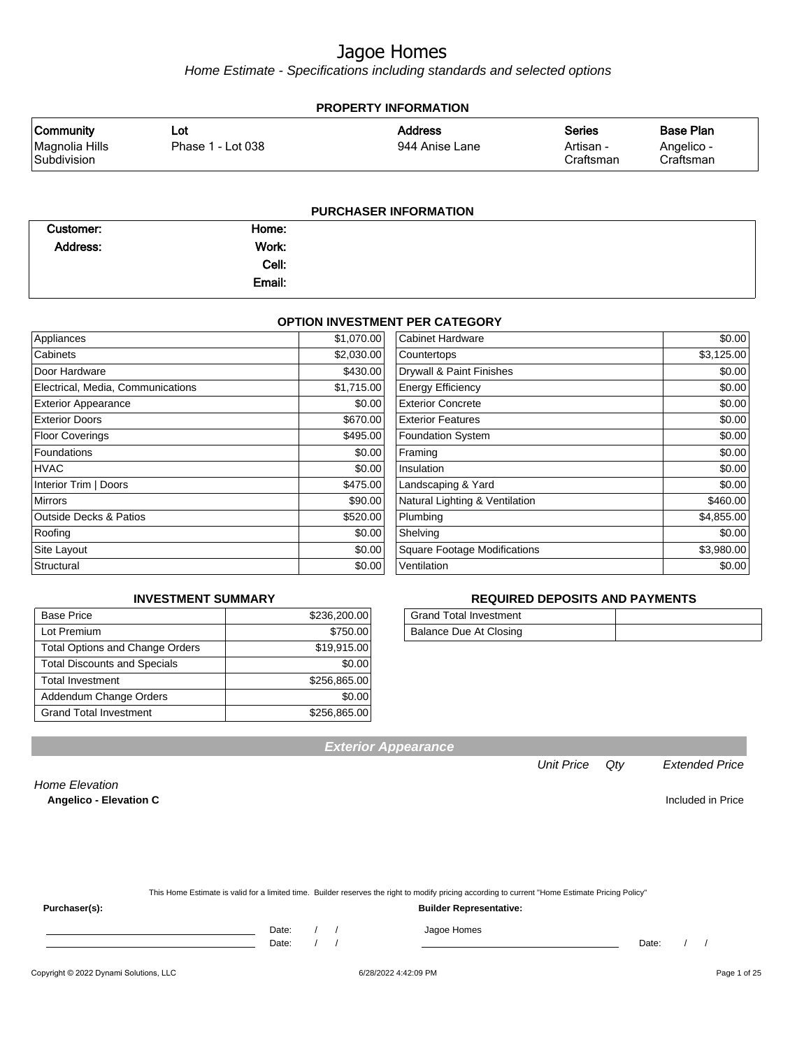# Jagoe Homes

*Home Estimate - Specifications including standards and selected options*

## PROPERTY INFORMATION

| Community | Lot | Address | Series | Base Plan |
|---|---|---|---|---|
| Magnolia Hills Subdivision | Phase 1 - Lot 038 | 944 Anise Lane | Artisan - Craftsman | Angelico - Craftsman |

## PURCHASER INFORMATION

| | | | |
|---|---|---|---|
| **Customer:** | | **Home:** | |
| **Address:** | | **Work:** | |
| | | **Cell:** | |
| | | **Email:** | |

## OPTION INVESTMENT PER CATEGORY

| Category | Amount | Category | Amount |
|---|---|---|---|
| Appliances | $1,070.00 | Cabinet Hardware | $0.00 |
| Cabinets | $2,030.00 | Countertops | $3,125.00 |
| Door Hardware | $430.00 | Drywall & Paint Finishes | $0.00 |
| Electrical, Media, Communications | $1,715.00 | Energy Efficiency | $0.00 |
| Exterior Appearance | $0.00 | Exterior Concrete | $0.00 |
| Exterior Doors | $670.00 | Exterior Features | $0.00 |
| Floor Coverings | $495.00 | Foundation System | $0.00 |
| Foundations | $0.00 | Framing | $0.00 |
| HVAC | $0.00 | Insulation | $0.00 |
| Interior Trim \| Doors | $475.00 | Landscaping & Yard | $0.00 |
| Mirrors | $90.00 | Natural Lighting & Ventilation | $460.00 |
| Outside Decks & Patios | $520.00 | Plumbing | $4,855.00 |
| Roofing | $0.00 | Shelving | $0.00 |
| Site Layout | $0.00 | Square Footage Modifications | $3,980.00 |
| Structural | $0.00 | Ventilation | $0.00 |

## INVESTMENT SUMMARY

| | |
|---|---|
| Base Price | $236,200.00 |
| Lot Premium | $750.00 |
| Total Options and Change Orders | $19,915.00 |
| Total Discounts and Specials | $0.00 |
| Total Investment | $256,865.00 |
| Addendum Change Orders | $0.00 |
| Grand Total Investment | $256,865.00 |

## REQUIRED DEPOSITS AND PAYMENTS

| | |
|---|---|
| Grand Total Investment | |
| Balance Due At Closing | |

## Exterior Appearance

| | Unit Price | Qty | Extended Price |
|---|---|---|---|
| *Home Elevation* | | | |
| **Angelico - Elevation C** | | | Included in Price |

This Home Estimate is valid for a limited time. Builder reserves the right to modify pricing according to current "Home Estimate Pricing Policy"

**Purchaser(s):**

\_\_\_\_\_\_\_\_\_\_\_\_\_\_\_\_\_\_\_\_ Date: / /

\_\_\_\_\_\_\_\_\_\_\_\_\_\_\_\_\_\_\_\_ Date: / /

**Builder Representative:**

Jagoe Homes

\_\_\_\_\_\_\_\_\_\_\_\_\_\_\_\_\_\_\_\_ Date: / /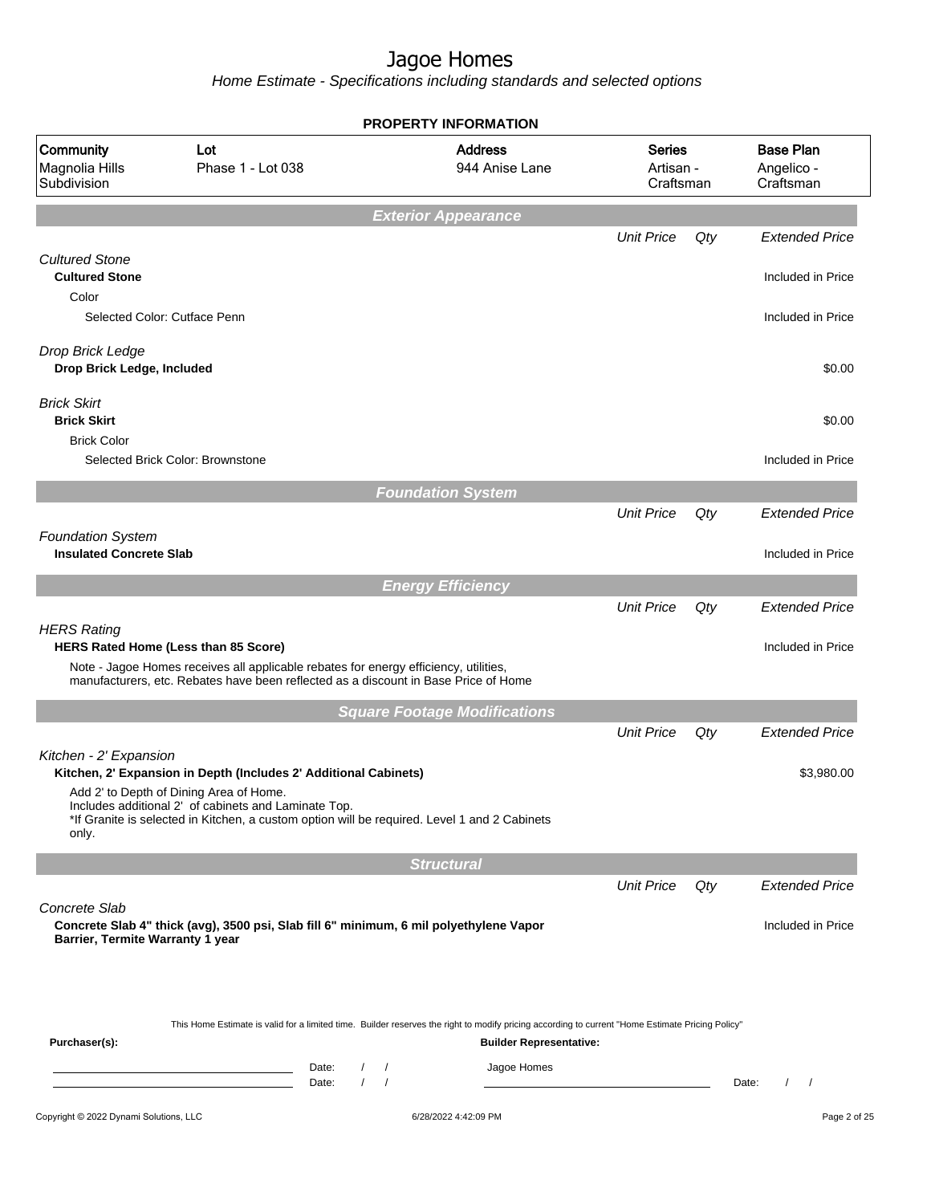# Jagoe Homes

*Home Estimate - Specifications including standards and selected options*

## PROPERTY INFORMATION

| Community | Lot | Address | Series | Base Plan |
|---|---|---|---|---|
| Magnolia Hills Subdivision | Phase 1 - Lot 038 | 944 Anise Lane | Artisan - Craftsman | Angelico - Craftsman |

## *Exterior Appearance*

| | Unit Price | Qty | Extended Price |
|---|---|---|---|
| *Cultured Stone* | | | |
| **Cultured Stone** | | | Included in Price |
| Color | | | |
| Selected Color: Cutface Penn | | | Included in Price |
| *Drop Brick Ledge* | | | |
| **Drop Brick Ledge, Included** | | | $0.00 |
| *Brick Skirt* | | | |
| **Brick Skirt** | | | $0.00 |
| Brick Color | | | |
| Selected Brick Color: Brownstone | | | Included in Price |

## *Foundation System*

| | Unit Price | Qty | Extended Price |
|---|---|---|---|
| *Foundation System* | | | |
| **Insulated Concrete Slab** | | | Included in Price |

## *Energy Efficiency*

| | Unit Price | Qty | Extended Price |
|---|---|---|---|
| *HERS Rating* | | | |
| **HERS Rated Home (Less than 85 Score)** | | | Included in Price |
| Note - Jagoe Homes receives all applicable rebates for energy efficiency, utilities, manufacturers, etc. Rebates have been reflected as a discount in Base Price of Home | | | |

## *Square Footage Modifications*

| | Unit Price | Qty | Extended Price |
|---|---|---|---|
| *Kitchen - 2' Expansion* | | | |
| **Kitchen, 2' Expansion in Depth (Includes 2' Additional Cabinets)** | | | $3,980.00 |
| Add 2' to Depth of Dining Area of Home. Includes additional 2' of cabinets and Laminate Top. *If Granite is selected in Kitchen, a custom option will be required. Level 1 and 2 Cabinets only. | | | |

## *Structural*

| | Unit Price | Qty | Extended Price |
|---|---|---|---|
| *Concrete Slab* | | | |
| **Concrete Slab 4" thick (avg), 3500 psi, Slab fill 6" minimum, 6 mil polyethylene Vapor Barrier, Termite Warranty 1 year** | | | Included in Price |

This Home Estimate is valid for a limited time. Builder reserves the right to modify pricing according to current "Home Estimate Pricing Policy"

**Purchaser(s):**

Date: / /

Date: / /

**Builder Representative:**

Jagoe Homes

Date: / /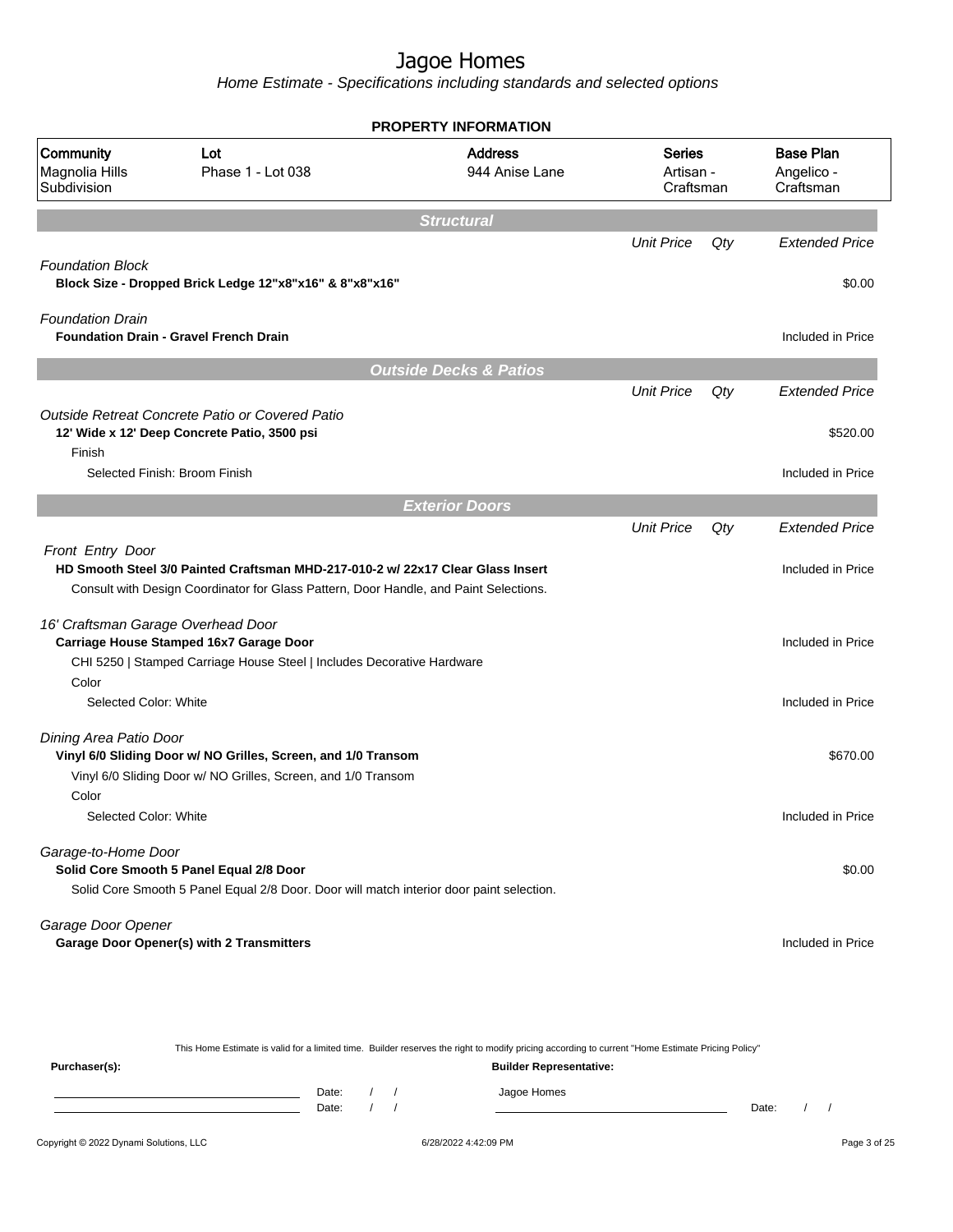# Jagoe Homes

*Home Estimate - Specifications including standards and selected options*

**PROPERTY INFORMATION**

| Community | Lot | Address | Series | Base Plan |
|---|---|---|---|---|
| Magnolia Hills Subdivision | Phase 1 - Lot 038 | 944 Anise Lane | Artisan - Craftsman | Angelico - Craftsman |

## Structural

| | Unit Price | Qty | Extended Price |
|---|---|---|---|
| *Foundation Block* | | | |
| **Block Size - Dropped Brick Ledge 12"x8"x16" & 8"x8"x16"** | | | $0.00 |
| *Foundation Drain* | | | |
| **Foundation Drain - Gravel French Drain** | | | Included in Price |

## Outside Decks & Patios

| | Unit Price | Qty | Extended Price |
|---|---|---|---|
| *Outside Retreat Concrete Patio or Covered Patio* | | | |
| **12' Wide x 12' Deep Concrete Patio, 3500 psi** | | | $520.00 |
| Finish | | | |
| Selected Finish: Broom Finish | | | Included in Price |

## Exterior Doors

| | Unit Price | Qty | Extended Price |
|---|---|---|---|
| *Front Entry Door* | | | |
| **HD Smooth Steel 3/0 Painted Craftsman MHD-217-010-2 w/ 22x17 Clear Glass Insert** | | | Included in Price |
| Consult with Design Coordinator for Glass Pattern, Door Handle, and Paint Selections. | | | |
| *16' Craftsman Garage Overhead Door* | | | |
| **Carriage House Stamped 16x7 Garage Door** | | | Included in Price |
| CHI 5250 \| Stamped Carriage House Steel \| Includes Decorative Hardware | | | |
| Color | | | |
| Selected Color: White | | | Included in Price |
| *Dining Area Patio Door* | | | |
| **Vinyl 6/0 Sliding Door w/ NO Grilles, Screen, and 1/0 Transom** | | | $670.00 |
| Vinyl 6/0 Sliding Door w/ NO Grilles, Screen, and 1/0 Transom | | | |
| Color | | | |
| Selected Color: White | | | Included in Price |
| *Garage-to-Home Door* | | | |
| **Solid Core Smooth 5 Panel Equal 2/8 Door** | | | $0.00 |
| Solid Core Smooth 5 Panel Equal 2/8 Door. Door will match interior door paint selection. | | | |
| *Garage Door Opener* | | | |
| **Garage Door Opener(s) with 2 Transmitters** | | | Included in Price |

This Home Estimate is valid for a limited time. Builder reserves the right to modify pricing according to current "Home Estimate Pricing Policy"

**Purchaser(s):**

Date: / /

Date: / /

**Builder Representative:**

Jagoe Homes

Date: / /

Copyright © 2022 Dynami Solutions, LLC — 6/28/2022 4:42:09 PM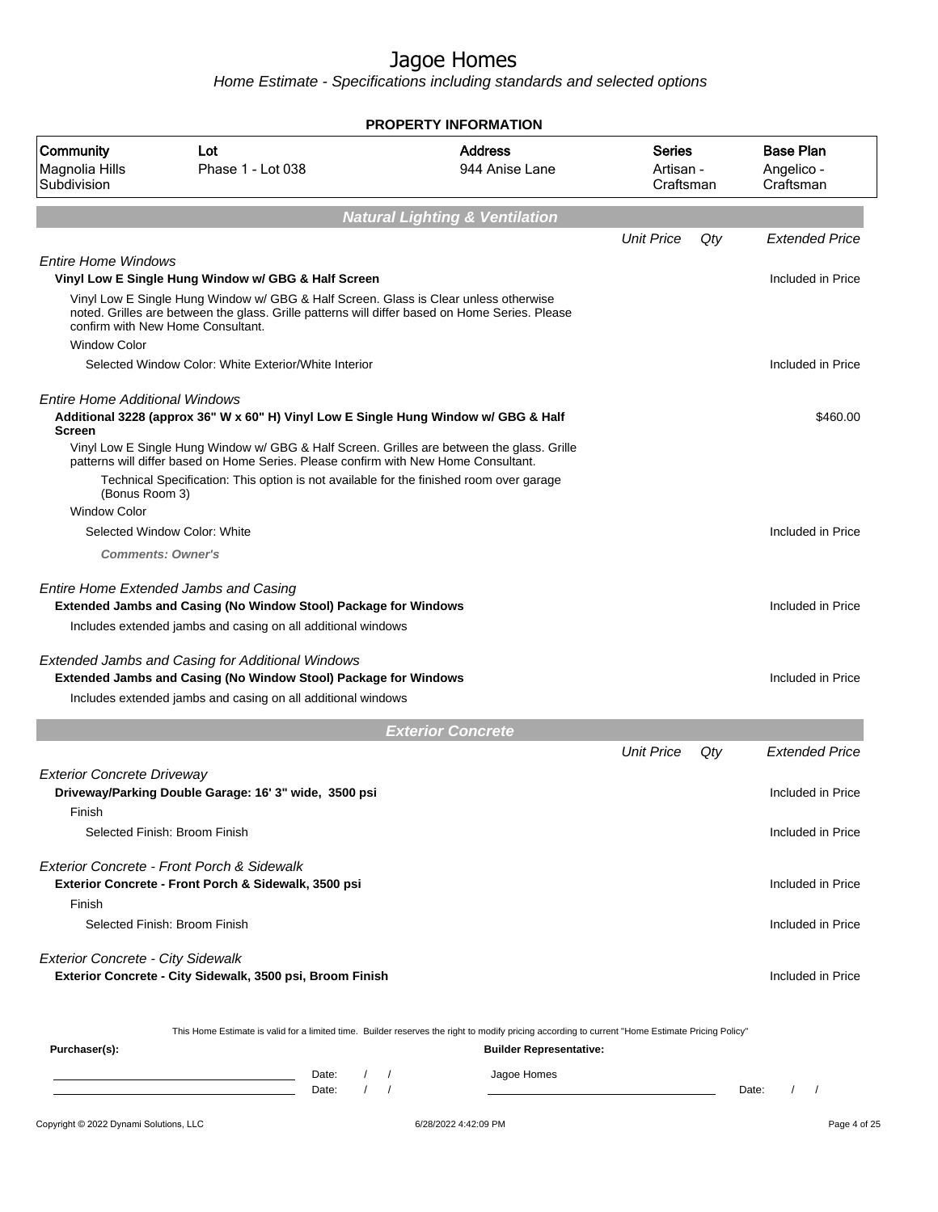# Jagoe Homes

*Home Estimate - Specifications including standards and selected options*

## PROPERTY INFORMATION

| Community | Lot | Address | Series | Base Plan |
|---|---|---|---|---|
| Magnolia Hills Subdivision | Phase 1 - Lot 038 | 944 Anise Lane | Artisan - Craftsman | Angelico - Craftsman |

## Natural Lighting & Ventilation

| | Unit Price | Qty | Extended Price |
|---|---|---|---|
| *Entire Home Windows* | | | |
| **Vinyl Low E Single Hung Window w/ GBG & Half Screen** | | | Included in Price |
| Vinyl Low E Single Hung Window w/ GBG & Half Screen. Glass is Clear unless otherwise noted. Grilles are between the glass. Grille patterns will differ based on Home Series. Please confirm with New Home Consultant. | | | |
| Window Color | | | |
| Selected Window Color: White Exterior/White Interior | | | Included in Price |
| *Entire Home Additional Windows* | | | |
| **Additional 3228 (approx 36" W x 60" H) Vinyl Low E Single Hung Window w/ GBG & Half Screen** | | | $460.00 |
| Vinyl Low E Single Hung Window w/ GBG & Half Screen. Grilles are between the glass. Grille patterns will differ based on Home Series. Please confirm with New Home Consultant. | | | |
| Technical Specification: This option is not available for the finished room over garage (Bonus Room 3) | | | |
| Window Color | | | |
| Selected Window Color: White | | | Included in Price |
| ***Comments: Owner's*** | | | |
| *Entire Home Extended Jambs and Casing* | | | |
| **Extended Jambs and Casing (No Window Stool) Package for Windows** | | | Included in Price |
| Includes extended jambs and casing on all additional windows | | | |
| *Extended Jambs and Casing for Additional Windows* | | | |
| **Extended Jambs and Casing (No Window Stool) Package for Windows** | | | Included in Price |
| Includes extended jambs and casing on all additional windows | | | |

## Exterior Concrete

| | Unit Price | Qty | Extended Price |
|---|---|---|---|
| *Exterior Concrete Driveway* | | | |
| **Driveway/Parking Double Garage: 16' 3" wide, 3500 psi** | | | Included in Price |
| Finish | | | |
| Selected Finish: Broom Finish | | | Included in Price |
| *Exterior Concrete - Front Porch & Sidewalk* | | | |
| **Exterior Concrete - Front Porch & Sidewalk, 3500 psi** | | | Included in Price |
| Finish | | | |
| Selected Finish: Broom Finish | | | Included in Price |
| *Exterior Concrete - City Sidewalk* | | | |
| **Exterior Concrete - City Sidewalk, 3500 psi, Broom Finish** | | | Included in Price |

This Home Estimate is valid for a limited time. Builder reserves the right to modify pricing according to current "Home Estimate Pricing Policy"

**Purchaser(s):**

Date: / /

Date: / /

**Builder Representative:**

Jagoe Homes

Date: / /

Copyright © 2022 Dynami Solutions, LLC — 6/28/2022 4:42:09 PM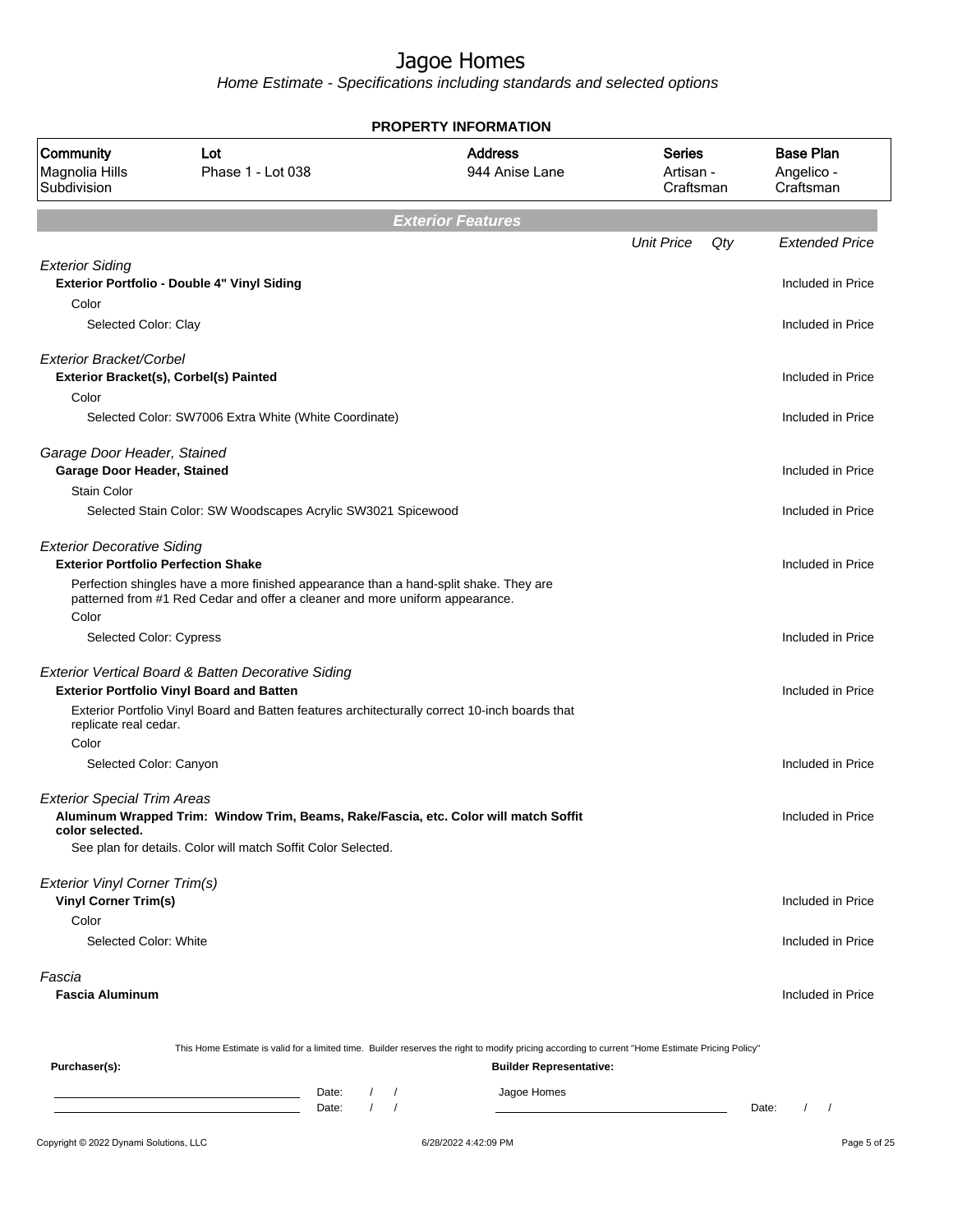# Jagoe Homes

*Home Estimate - Specifications including standards and selected options*

## PROPERTY INFORMATION

| Community | Lot | Address | Series | Base Plan |
|---|---|---|---|---|
| Magnolia Hills Subdivision | Phase 1 - Lot 038 | 944 Anise Lane | Artisan - Craftsman | Angelico - Craftsman |

## Exterior Features

| | Unit Price | Qty | Extended Price |
|---|---|---|---|
| *Exterior Siding* | | | |
| **Exterior Portfolio - Double 4" Vinyl Siding** | | | Included in Price |
| Color | | | |
| Selected Color: Clay | | | Included in Price |
| *Exterior Bracket/Corbel* | | | |
| **Exterior Bracket(s), Corbel(s) Painted** | | | Included in Price |
| Color | | | |
| Selected Color: SW7006 Extra White (White Coordinate) | | | Included in Price |
| *Garage Door Header, Stained* | | | |
| **Garage Door Header, Stained** | | | Included in Price |
| Stain Color | | | |
| Selected Stain Color: SW Woodscapes Acrylic SW3021 Spicewood | | | Included in Price |
| *Exterior Decorative Siding* | | | |
| **Exterior Portfolio Perfection Shake** | | | Included in Price |
| Perfection shingles have a more finished appearance than a hand-split shake. They are patterned from #1 Red Cedar and offer a cleaner and more uniform appearance. | | | |
| Color | | | |
| Selected Color: Cypress | | | Included in Price |
| *Exterior Vertical Board & Batten Decorative Siding* | | | |
| **Exterior Portfolio Vinyl Board and Batten** | | | Included in Price |
| Exterior Portfolio Vinyl Board and Batten features architecturally correct 10-inch boards that replicate real cedar. | | | |
| Color | | | |
| Selected Color: Canyon | | | Included in Price |
| *Exterior Special Trim Areas* | | | |
| **Aluminum Wrapped Trim: Window Trim, Beams, Rake/Fascia, etc. Color will match Soffit color selected.** | | | Included in Price |
| See plan for details. Color will match Soffit Color Selected. | | | |
| *Exterior Vinyl Corner Trim(s)* | | | |
| **Vinyl Corner Trim(s)** | | | Included in Price |
| Color | | | |
| Selected Color: White | | | Included in Price |
| *Fascia* | | | |
| **Fascia Aluminum** | | | Included in Price |

This Home Estimate is valid for a limited time. Builder reserves the right to modify pricing according to current "Home Estimate Pricing Policy"

**Purchaser(s):**

Date: / /

Date: / /

**Builder Representative:**

Jagoe Homes

Date: / /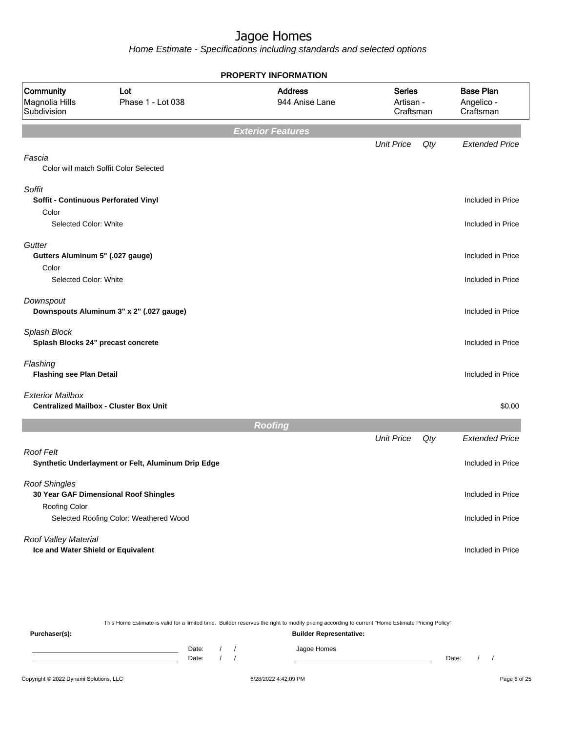# Jagoe Homes

Home Estimate - Specifications including standards and selected options

**PROPERTY INFORMATION**

| Community | Lot | Address | Series | Base Plan |
|---|---|---|---|---|
| Magnolia Hills Subdivision | Phase 1 - Lot 038 | 944 Anise Lane | Artisan - Craftsman | Angelico - Craftsman |

## Exterior Features

| | Unit Price | Qty | Extended Price |
|---|---|---|---|
| *Fascia* | | | |
| Color will match Soffit Color Selected | | | |
| *Soffit* | | | |
| **Soffit - Continuous Perforated Vinyl** | | | Included in Price |
| Color | | | |
| Selected Color: White | | | Included in Price |
| *Gutter* | | | |
| **Gutters Aluminum 5" (.027 gauge)** | | | Included in Price |
| Color | | | |
| Selected Color: White | | | Included in Price |
| *Downspout* | | | |
| **Downspouts Aluminum 3" x 2" (.027 gauge)** | | | Included in Price |
| *Splash Block* | | | |
| **Splash Blocks 24" precast concrete** | | | Included in Price |
| *Flashing* | | | |
| **Flashing see Plan Detail** | | | Included in Price |
| *Exterior Mailbox* | | | |
| **Centralized Mailbox - Cluster Box Unit** | | | $0.00 |

## Roofing

| | Unit Price | Qty | Extended Price |
|---|---|---|---|
| *Roof Felt* | | | |
| **Synthetic Underlayment or Felt, Aluminum Drip Edge** | | | Included in Price |
| *Roof Shingles* | | | |
| **30 Year GAF Dimensional Roof Shingles** | | | Included in Price |
| Roofing Color | | | |
| Selected Roofing Color: Weathered Wood | | | Included in Price |
| *Roof Valley Material* | | | |
| **Ice and Water Shield or Equivalent** | | | Included in Price |

This Home Estimate is valid for a limited time. Builder reserves the right to modify pricing according to current "Home Estimate Pricing Policy"

**Purchaser(s):** Date: / / Date: / /

**Builder Representative:** Jagoe Homes Date: / /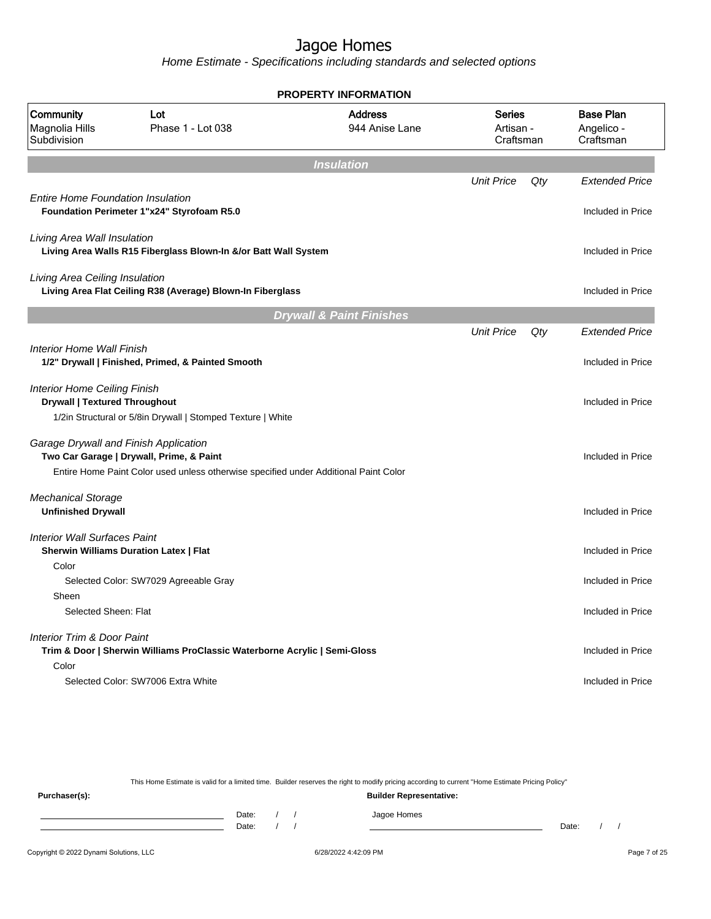# Jagoe Homes

*Home Estimate - Specifications including standards and selected options*

**PROPERTY INFORMATION**

| Community | Lot | Address | Series | Base Plan |
|---|---|---|---|---|
| Magnolia Hills Subdivision | Phase 1 - Lot 038 | 944 Anise Lane | Artisan - Craftsman | Angelico - Craftsman |

## Insulation

| | Unit Price | Qty | Extended Price |
|---|---|---|---|
| *Entire Home Foundation Insulation* | | | |
| **Foundation Perimeter 1"x24" Styrofoam R5.0** | | | Included in Price |
| *Living Area Wall Insulation* | | | |
| **Living Area Walls R15 Fiberglass Blown-In &/or Batt Wall System** | | | Included in Price |
| *Living Area Ceiling Insulation* | | | |
| **Living Area Flat Ceiling R38 (Average) Blown-In Fiberglass** | | | Included in Price |

## Drywall & Paint Finishes

| | Unit Price | Qty | Extended Price |
|---|---|---|---|
| *Interior Home Wall Finish* | | | |
| **1/2" Drywall \| Finished, Primed, & Painted Smooth** | | | Included in Price |
| *Interior Home Ceiling Finish* | | | |
| **Drywall \| Textured Throughout** | | | Included in Price |
| 1/2in Structural or 5/8in Drywall \| Stomped Texture \| White | | | |
| *Garage Drywall and Finish Application* | | | |
| **Two Car Garage \| Drywall, Prime, & Paint** | | | Included in Price |
| Entire Home Paint Color used unless otherwise specified under Additional Paint Color | | | |
| *Mechanical Storage* | | | |
| **Unfinished Drywall** | | | Included in Price |
| *Interior Wall Surfaces Paint* | | | |
| **Sherwin Williams Duration Latex \| Flat** | | | Included in Price |
| Color | | | |
| Selected Color: SW7029 Agreeable Gray | | | Included in Price |
| Sheen | | | |
| Selected Sheen: Flat | | | Included in Price |
| *Interior Trim & Door Paint* | | | |
| **Trim & Door \| Sherwin Williams ProClassic Waterborne Acrylic \| Semi-Gloss** | | | Included in Price |
| Color | | | |
| Selected Color: SW7006 Extra White | | | Included in Price |

This Home Estimate is valid for a limited time. Builder reserves the right to modify pricing according to current "Home Estimate Pricing Policy"

**Purchaser(s):**

\_\_\_\_\_\_\_\_\_\_\_\_\_\_\_\_ Date: / /

\_\_\_\_\_\_\_\_\_\_\_\_\_\_\_\_ Date: / /

**Builder Representative:**

Jagoe Homes

\_\_\_\_\_\_\_\_\_\_\_\_\_\_\_\_ Date: / /

Copyright © 2022 Dynami Solutions, LLC — 6/28/2022 4:42:09 PM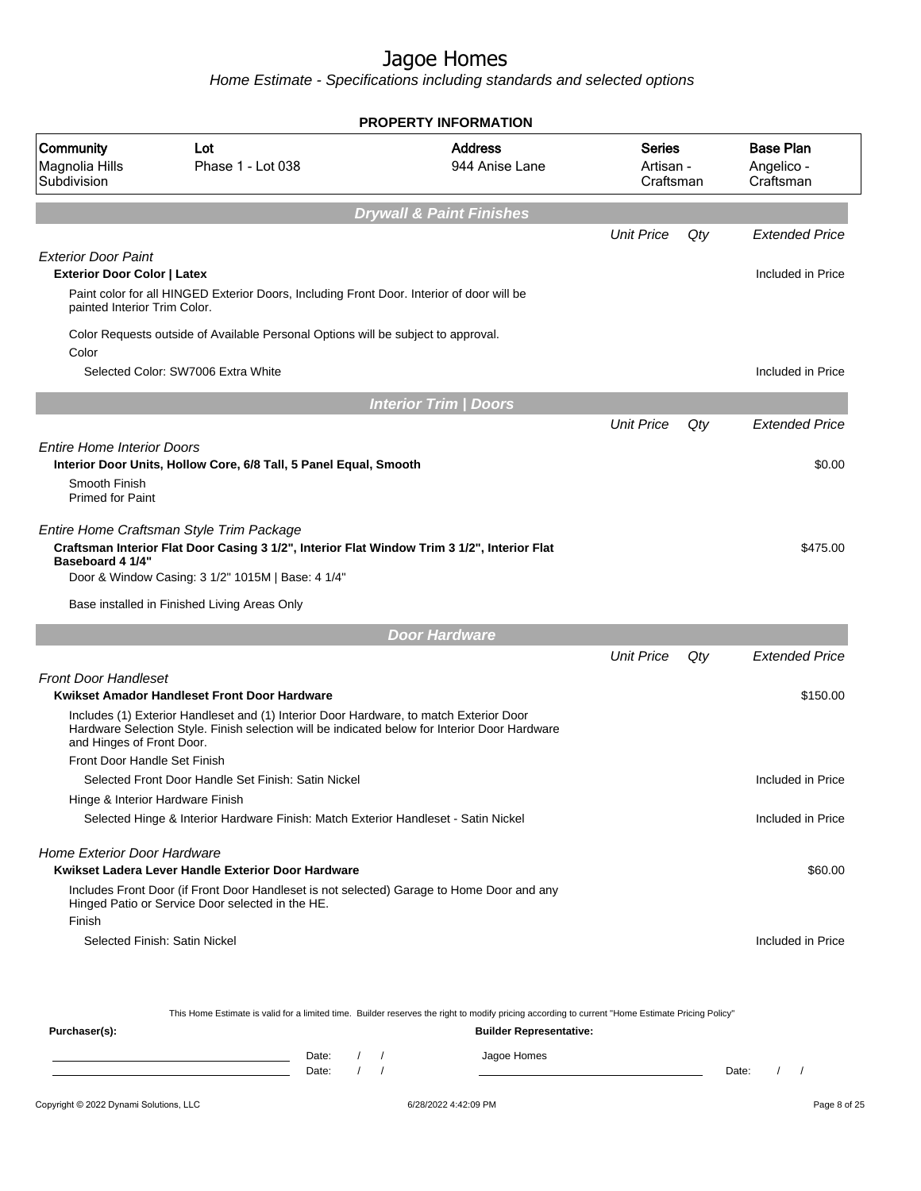# Jagoe Homes

*Home Estimate - Specifications including standards and selected options*

## PROPERTY INFORMATION

| Community | Lot | Address | Series | Base Plan |
|---|---|---|---|---|
| Magnolia Hills Subdivision | Phase 1 - Lot 038 | 944 Anise Lane | Artisan - Craftsman | Angelico - Craftsman |

## Drywall & Paint Finishes

| | Unit Price | Qty | Extended Price |
|---|---|---|---|
| *Exterior Door Paint* | | | |
| **Exterior Door Color \| Latex** | | | Included in Price |
| Paint color for all HINGED Exterior Doors, Including Front Door. Interior of door will be painted Interior Trim Color. | | | |
| Color Requests outside of Available Personal Options will be subject to approval. | | | |
| Color | | | |
| Selected Color: SW7006 Extra White | | | Included in Price |

## Interior Trim | Doors

| | Unit Price | Qty | Extended Price |
|---|---|---|---|
| *Entire Home Interior Doors* | | | |
| **Interior Door Units, Hollow Core, 6/8 Tall, 5 Panel Equal, Smooth** | | | $0.00 |
| Smooth Finish<br>Primed for Paint | | | |
| *Entire Home Craftsman Style Trim Package* | | | |
| **Craftsman Interior Flat Door Casing 3 1/2", Interior Flat Window Trim 3 1/2", Interior Flat Baseboard 4 1/4"** | | | $475.00 |
| Door & Window Casing: 3 1/2" 1015M \| Base: 4 1/4" | | | |
| Base installed in Finished Living Areas Only | | | |

## Door Hardware

| | Unit Price | Qty | Extended Price |
|---|---|---|---|
| *Front Door Handleset* | | | |
| **Kwikset Amador Handleset Front Door Hardware** | | | $150.00 |
| Includes (1) Exterior Handleset and (1) Interior Door Hardware, to match Exterior Door Hardware Selection Style. Finish selection will be indicated below for Interior Door Hardware and Hinges of Front Door. | | | |
| Front Door Handle Set Finish | | | |
| Selected Front Door Handle Set Finish: Satin Nickel | | | Included in Price |
| Hinge & Interior Hardware Finish | | | |
| Selected Hinge & Interior Hardware Finish: Match Exterior Handleset - Satin Nickel | | | Included in Price |
| *Home Exterior Door Hardware* | | | |
| **Kwikset Ladera Lever Handle Exterior Door Hardware** | | | $60.00 |
| Includes Front Door (if Front Door Handleset is not selected) Garage to Home Door and any Hinged Patio or Service Door selected in the HE. | | | |
| Finish | | | |
| Selected Finish: Satin Nickel | | | Included in Price |

This Home Estimate is valid for a limited time. Builder reserves the right to modify pricing according to current "Home Estimate Pricing Policy"

**Purchaser(s):**

\_\_\_\_\_\_\_\_\_\_\_\_\_\_\_\_\_\_\_\_ Date: / /

\_\_\_\_\_\_\_\_\_\_\_\_\_\_\_\_\_\_\_\_ Date: / /

**Builder Representative:**

Jagoe Homes

\_\_\_\_\_\_\_\_\_\_\_\_\_\_\_\_\_\_\_\_ Date: / /

Copyright © 2022 Dynami Solutions, LLC — 6/28/2022 4:42:09 PM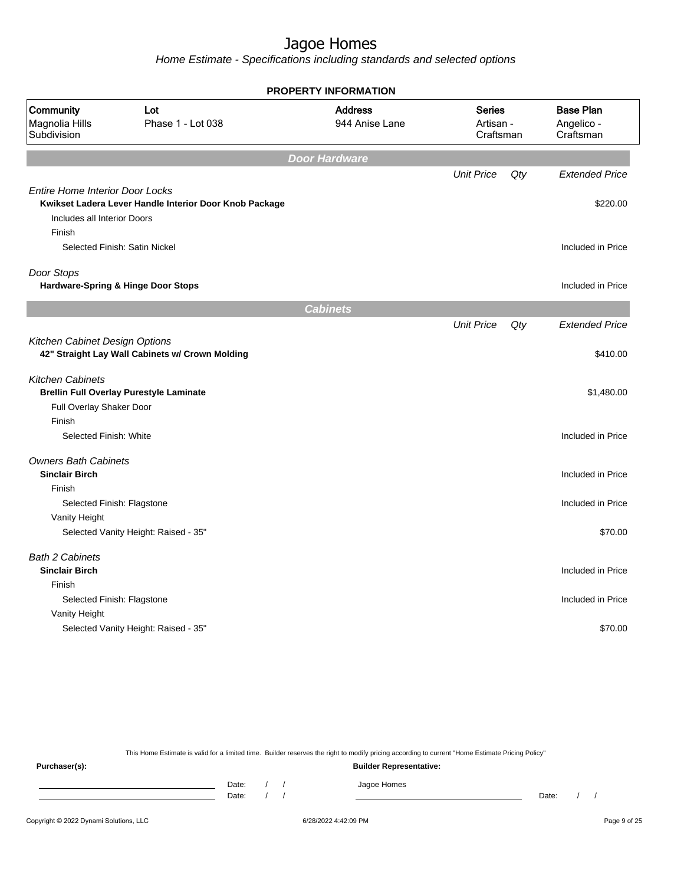# Jagoe Homes

*Home Estimate - Specifications including standards and selected options*

**PROPERTY INFORMATION**

| Community | Lot | Address | Series | Base Plan |
|---|---|---|---|---|
| Magnolia Hills Subdivision | Phase 1 - Lot 038 | 944 Anise Lane | Artisan - Craftsman | Angelico - Craftsman |

## Door Hardware

| | Unit Price | Qty | Extended Price |
|---|---|---|---|
| *Entire Home Interior Door Locks* | | | |
| **Kwikset Ladera Lever Handle Interior Door Knob Package** | | | $220.00 |
| Includes all Interior Doors | | | |
| Finish | | | |
| Selected Finish: Satin Nickel | | | Included in Price |
| *Door Stops* | | | |
| **Hardware-Spring & Hinge Door Stops** | | | Included in Price |

## Cabinets

| | Unit Price | Qty | Extended Price |
|---|---|---|---|
| *Kitchen Cabinet Design Options* | | | |
| **42" Straight Lay Wall Cabinets w/ Crown Molding** | | | $410.00 |
| *Kitchen Cabinets* | | | |
| **Brellin Full Overlay Purestyle Laminate** | | | $1,480.00 |
| Full Overlay Shaker Door | | | |
| Finish | | | |
| Selected Finish: White | | | Included in Price |
| *Owners Bath Cabinets* | | | |
| **Sinclair Birch** | | | Included in Price |
| Finish | | | |
| Selected Finish: Flagstone | | | Included in Price |
| Vanity Height | | | |
| Selected Vanity Height: Raised - 35" | | | $70.00 |
| *Bath 2 Cabinets* | | | |
| **Sinclair Birch** | | | Included in Price |
| Finish | | | |
| Selected Finish: Flagstone | | | Included in Price |
| Vanity Height | | | |
| Selected Vanity Height: Raised - 35" | | | $70.00 |

This Home Estimate is valid for a limited time. Builder reserves the right to modify pricing according to current "Home Estimate Pricing Policy"

**Purchaser(s):**

Date: / /

Date: / /

**Builder Representative:**

Jagoe Homes

Date: / /

Copyright © 2022 Dynami Solutions, LLC 6/28/2022 4:42:09 PM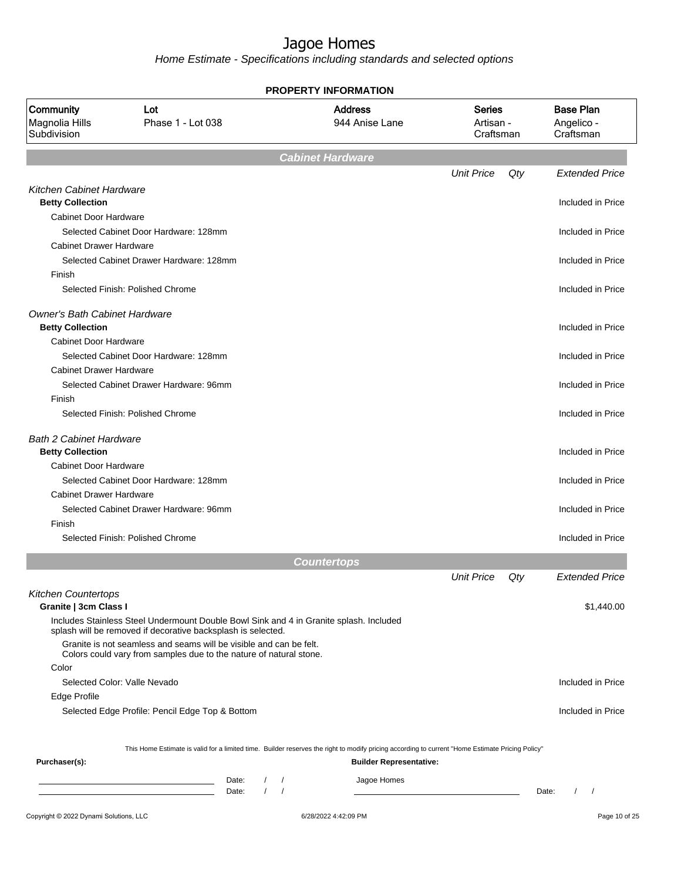# Jagoe Homes

*Home Estimate - Specifications including standards and selected options*

**PROPERTY INFORMATION**

| Community | Lot | Address | Series | Base Plan |
|---|---|---|---|---|
| Magnolia Hills Subdivision | Phase 1 - Lot 038 | 944 Anise Lane | Artisan - Craftsman | Angelico - Craftsman |

## Cabinet Hardware

| | Unit Price | Qty | Extended Price |
|---|---|---|---|
| *Kitchen Cabinet Hardware* | | | |
| **Betty Collection** | | | Included in Price |
| Cabinet Door Hardware | | | |
| Selected Cabinet Door Hardware: 128mm | | | Included in Price |
| Cabinet Drawer Hardware | | | |
| Selected Cabinet Drawer Hardware: 128mm | | | Included in Price |
| Finish | | | |
| Selected Finish: Polished Chrome | | | Included in Price |
| *Owner's Bath Cabinet Hardware* | | | |
| **Betty Collection** | | | Included in Price |
| Cabinet Door Hardware | | | |
| Selected Cabinet Door Hardware: 128mm | | | Included in Price |
| Cabinet Drawer Hardware | | | |
| Selected Cabinet Drawer Hardware: 96mm | | | Included in Price |
| Finish | | | |
| Selected Finish: Polished Chrome | | | Included in Price |
| *Bath 2 Cabinet Hardware* | | | |
| **Betty Collection** | | | Included in Price |
| Cabinet Door Hardware | | | |
| Selected Cabinet Door Hardware: 128mm | | | Included in Price |
| Cabinet Drawer Hardware | | | |
| Selected Cabinet Drawer Hardware: 96mm | | | Included in Price |
| Finish | | | |
| Selected Finish: Polished Chrome | | | Included in Price |

## Countertops

| | Unit Price | Qty | Extended Price |
|---|---|---|---|
| *Kitchen Countertops* | | | |
| **Granite \| 3cm Class I** | | | $1,440.00 |
| Includes Stainless Steel Undermount Double Bowl Sink and 4 in Granite splash. Included splash will be removed if decorative backsplash is selected. | | | |
| Granite is not seamless and seams will be visible and can be felt. Colors could vary from samples due to the nature of natural stone. | | | |
| Color | | | |
| Selected Color: Valle Nevado | | | Included in Price |
| Edge Profile | | | |
| Selected Edge Profile: Pencil Edge Top & Bottom | | | Included in Price |

This Home Estimate is valid for a limited time. Builder reserves the right to modify pricing according to current "Home Estimate Pricing Policy"

**Purchaser(s):**

Date: / /

Date: / /

**Builder Representative:**

Jagoe Homes

Date: / /

Copyright © 2022 Dynami Solutions, LLC 6/28/2022 4:42:09 PM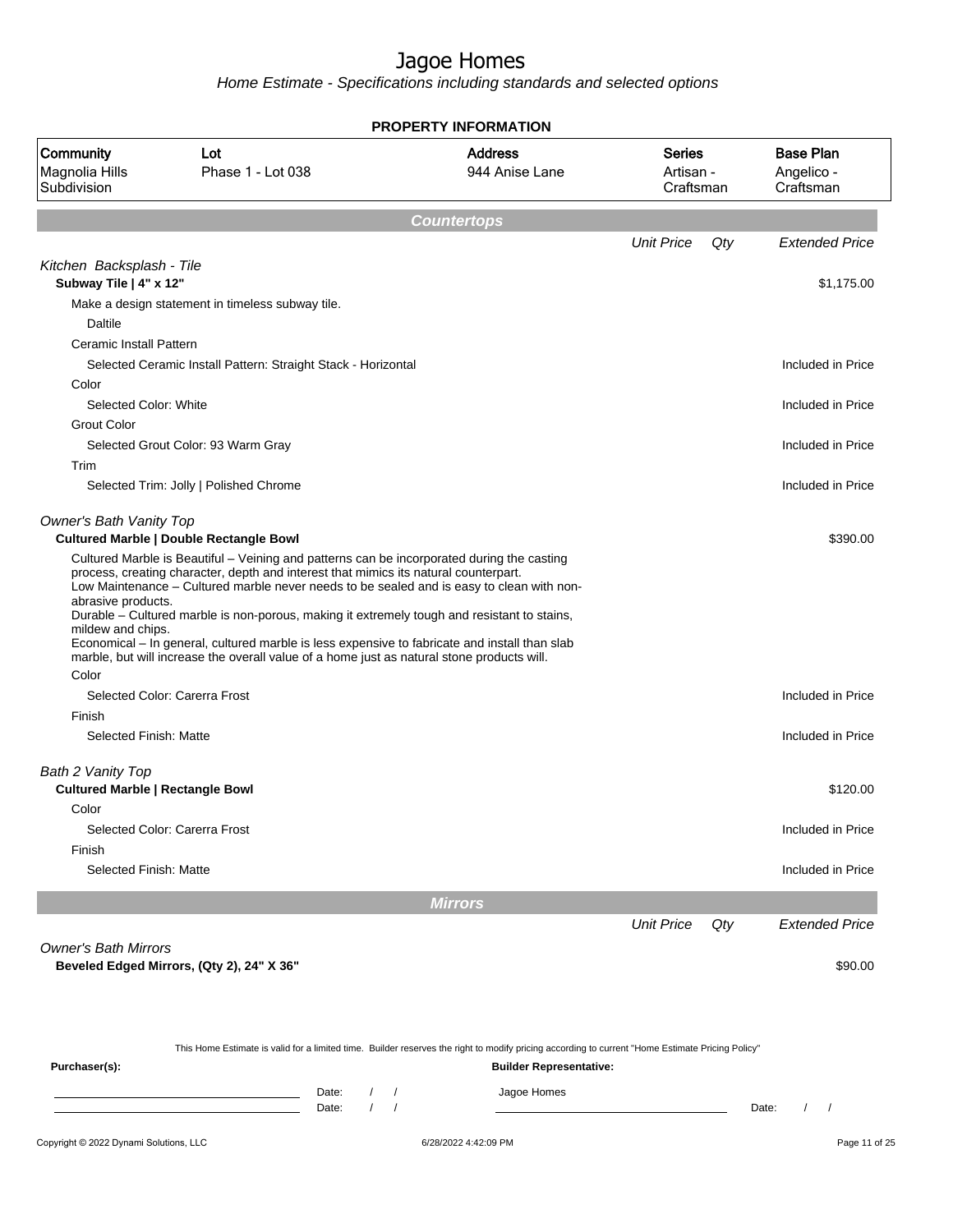# Jagoe Homes

*Home Estimate - Specifications including standards and selected options*

**PROPERTY INFORMATION**

| Community | Lot | Address | Series | Base Plan |
|---|---|---|---|---|
| Magnolia Hills Subdivision | Phase 1 - Lot 038 | 944 Anise Lane | Artisan - Craftsman | Angelico - Craftsman |

## Countertops

| | Unit Price | Qty | Extended Price |
|---|---|---|---|
| *Kitchen Backsplash - Tile* | | | |
| **Subway Tile \| 4" x 12"** | | | $1,175.00 |
| Make a design statement in timeless subway tile. | | | |
| Daltile | | | |
| Ceramic Install Pattern | | | |
| Selected Ceramic Install Pattern: Straight Stack - Horizontal | | | Included in Price |
| Color | | | |
| Selected Color: White | | | Included in Price |
| Grout Color | | | |
| Selected Grout Color: 93 Warm Gray | | | Included in Price |
| Trim | | | |
| Selected Trim: Jolly \| Polished Chrome | | | Included in Price |
| *Owner's Bath Vanity Top* | | | |
| **Cultured Marble \| Double Rectangle Bowl** | | | $390.00 |
| Cultured Marble is Beautiful – Veining and patterns can be incorporated during the casting process, creating character, depth and interest that mimics its natural counterpart. Low Maintenance – Cultured marble never needs to be sealed and is easy to clean with non-abrasive products. Durable – Cultured marble is non-porous, making it extremely tough and resistant to stains, mildew and chips. Economical – In general, cultured marble is less expensive to fabricate and install than slab marble, but will increase the overall value of a home just as natural stone products will. | | | |
| Color | | | |
| Selected Color: Carerra Frost | | | Included in Price |
| Finish | | | |
| Selected Finish: Matte | | | Included in Price |
| *Bath 2 Vanity Top* | | | |
| **Cultured Marble \| Rectangle Bowl** | | | $120.00 |
| Color | | | |
| Selected Color: Carerra Frost | | | Included in Price |
| Finish | | | |
| Selected Finish: Matte | | | Included in Price |

## Mirrors

| | Unit Price | Qty | Extended Price |
|---|---|---|---|
| *Owner's Bath Mirrors* | | | |
| **Beveled Edged Mirrors, (Qty 2), 24" X 36"** | | | $90.00 |

This Home Estimate is valid for a limited time. Builder reserves the right to modify pricing according to current "Home Estimate Pricing Policy"

**Purchaser(s):** 

Date: / /

Date: / /

**Builder Representative:**

Jagoe Homes

Date: / /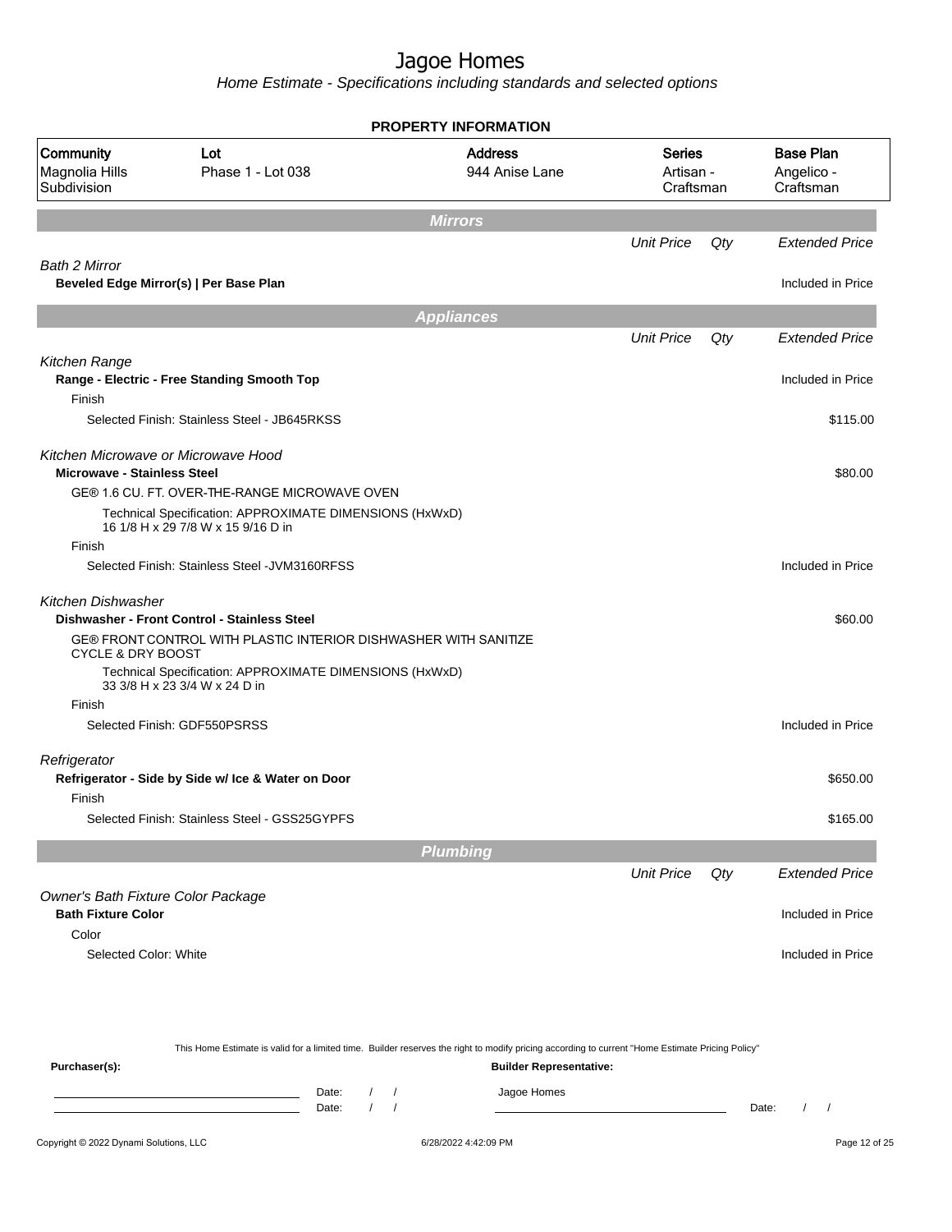# Jagoe Homes

*Home Estimate - Specifications including standards and selected options*

**PROPERTY INFORMATION**

| Community | Lot | Address | Series | Base Plan |
|---|---|---|---|---|
| Magnolia Hills Subdivision | Phase 1 - Lot 038 | 944 Anise Lane | Artisan - Craftsman | Angelico - Craftsman |

## Mirrors

| | Unit Price | Qty | Extended Price |
|---|---|---|---|
| *Bath 2 Mirror* | | | |
| **Beveled Edge Mirror(s) \| Per Base Plan** | | | Included in Price |

## Appliances

| | Unit Price | Qty | Extended Price |
|---|---|---|---|
| *Kitchen Range* | | | |
| **Range - Electric - Free Standing Smooth Top** | | | Included in Price |
| Finish | | | |
| Selected Finish: Stainless Steel - JB645RKSS | | | $115.00 |
| *Kitchen Microwave or Microwave Hood* | | | |
| **Microwave - Stainless Steel** | | | $80.00 |
| GE® 1.6 CU. FT. OVER-THE-RANGE MICROWAVE OVEN | | | |
| Technical Specification: APPROXIMATE DIMENSIONS (HxWxD) 16 1/8 H x 29 7/8 W x 15 9/16 D in | | | |
| Finish | | | |
| Selected Finish: Stainless Steel -JVM3160RFSS | | | Included in Price |
| *Kitchen Dishwasher* | | | |
| **Dishwasher - Front Control - Stainless Steel** | | | $60.00 |
| GE® FRONT CONTROL WITH PLASTIC INTERIOR DISHWASHER WITH SANITIZE CYCLE & DRY BOOST | | | |
| Technical Specification: APPROXIMATE DIMENSIONS (HxWxD) 33 3/8 H x 23 3/4 W x 24 D in | | | |
| Finish | | | |
| Selected Finish: GDF550PSRSS | | | Included in Price |
| *Refrigerator* | | | |
| **Refrigerator - Side by Side w/ Ice & Water on Door** | | | $650.00 |
| Finish | | | |
| Selected Finish: Stainless Steel - GSS25GYPFS | | | $165.00 |

## Plumbing

| | Unit Price | Qty | Extended Price |
|---|---|---|---|
| *Owner's Bath Fixture Color Package* | | | |
| **Bath Fixture Color** | | | Included in Price |
| Color | | | |
| Selected Color: White | | | Included in Price |

This Home Estimate is valid for a limited time. Builder reserves the right to modify pricing according to current "Home Estimate Pricing Policy"

**Purchaser(s):** **Builder Representative:**

Date: / / Jagoe Homes

Date: / / Date: / /

Copyright © 2022 Dynami Solutions, LLC 6/28/2022 4:42:09 PM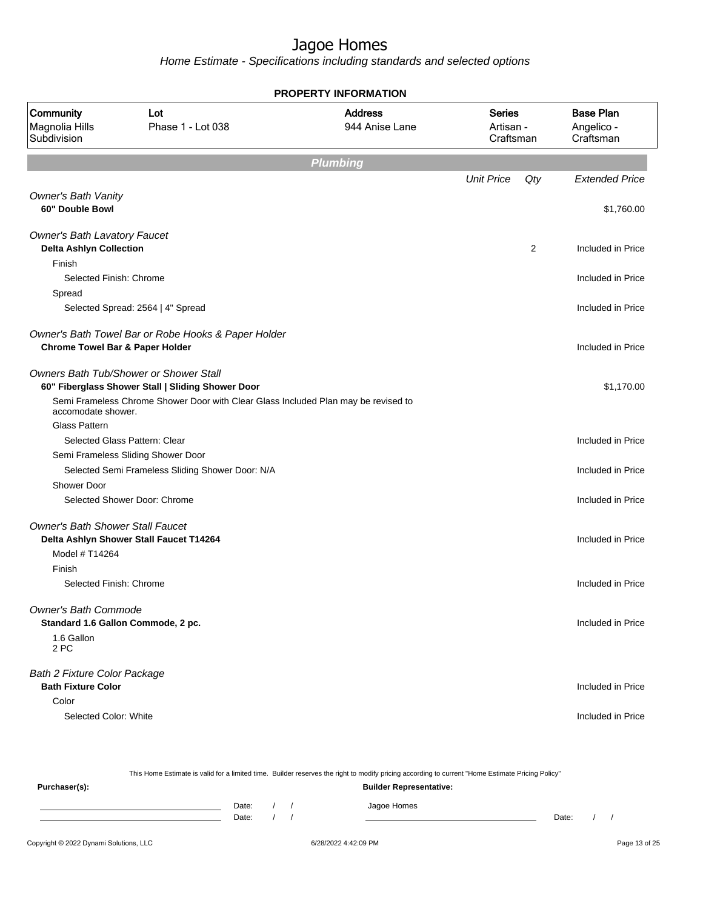# Jagoe Homes

*Home Estimate - Specifications including standards and selected options*

**PROPERTY INFORMATION**

| Community | Lot | Address | Series | Base Plan |
|---|---|---|---|---|
| Magnolia Hills Subdivision | Phase 1 - Lot 038 | 944 Anise Lane | Artisan - Craftsman | Angelico - Craftsman |

## Plumbing

| | Unit Price | Qty | Extended Price |
|---|---|---|---|
| *Owner's Bath Vanity* | | | |
| **60" Double Bowl** | | | $1,760.00 |
| *Owner's Bath Lavatory Faucet* | | | |
| **Delta Ashlyn Collection** | | 2 | Included in Price |
| Finish | | | |
| Selected Finish: Chrome | | | Included in Price |
| Spread | | | |
| Selected Spread: 2564 \| 4" Spread | | | Included in Price |
| *Owner's Bath Towel Bar or Robe Hooks & Paper Holder* | | | |
| **Chrome Towel Bar & Paper Holder** | | | Included in Price |
| *Owners Bath Tub/Shower or Shower Stall* | | | |
| **60" Fiberglass Shower Stall \| Sliding Shower Door** | | | $1,170.00 |
| Semi Frameless Chrome Shower Door with Clear Glass Included Plan may be revised to accomodate shower. | | | |
| Glass Pattern | | | |
| Selected Glass Pattern: Clear | | | Included in Price |
| Semi Frameless Sliding Shower Door | | | |
| Selected Semi Frameless Sliding Shower Door: N/A | | | Included in Price |
| Shower Door | | | |
| Selected Shower Door: Chrome | | | Included in Price |
| *Owner's Bath Shower Stall Faucet* | | | |
| **Delta Ashlyn Shower Stall Faucet T14264** | | | Included in Price |
| Model # T14264 | | | |
| Finish | | | |
| Selected Finish: Chrome | | | Included in Price |
| *Owner's Bath Commode* | | | |
| **Standard 1.6 Gallon Commode, 2 pc.** | | | Included in Price |
| 1.6 Gallon 2 PC | | | |
| *Bath 2 Fixture Color Package* | | | |
| **Bath Fixture Color** | | | Included in Price |
| Color | | | |
| Selected Color: White | | | Included in Price |

This Home Estimate is valid for a limited time. Builder reserves the right to modify pricing according to current "Home Estimate Pricing Policy"

**Purchaser(s):** | **Builder Representative:**

Date: / / | Jagoe Homes
Date: / / | Date: / /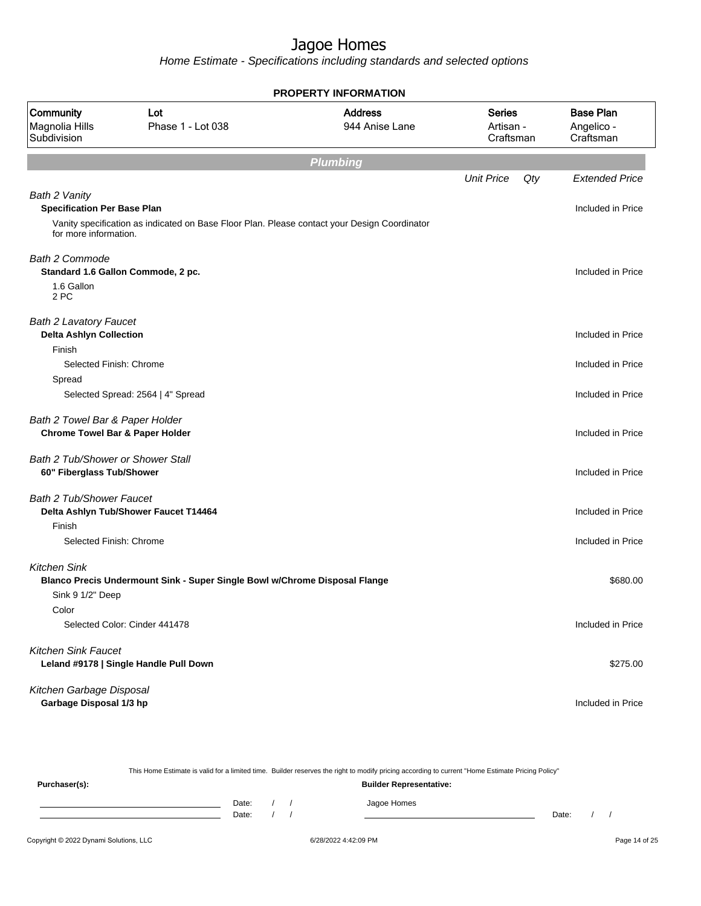# Jagoe Homes

*Home Estimate - Specifications including standards and selected options*

## PROPERTY INFORMATION

| Community | Lot | Address | Series | Base Plan |
|---|---|---|---|---|
| Magnolia Hills Subdivision | Phase 1 - Lot 038 | 944 Anise Lane | Artisan - Craftsman | Angelico - Craftsman |

## Plumbing

| | Unit Price | Qty | Extended Price |
|---|---|---|---|
| *Bath 2 Vanity* | | | |
| **Specification Per Base Plan** | | | Included in Price |
| Vanity specification as indicated on Base Floor Plan. Please contact your Design Coordinator for more information. | | | |
| *Bath 2 Commode* | | | |
| **Standard 1.6 Gallon Commode, 2 pc.** | | | Included in Price |
| 1.6 Gallon<br>2 PC | | | |
| *Bath 2 Lavatory Faucet* | | | |
| **Delta Ashlyn Collection** | | | Included in Price |
| Finish | | | |
| Selected Finish: Chrome | | | Included in Price |
| Spread | | | |
| Selected Spread: 2564 \| 4" Spread | | | Included in Price |
| *Bath 2 Towel Bar & Paper Holder* | | | |
| **Chrome Towel Bar & Paper Holder** | | | Included in Price |
| *Bath 2 Tub/Shower or Shower Stall* | | | |
| **60" Fiberglass Tub/Shower** | | | Included in Price |
| *Bath 2 Tub/Shower Faucet* | | | |
| **Delta Ashlyn Tub/Shower Faucet T14464** | | | Included in Price |
| Finish | | | |
| Selected Finish: Chrome | | | Included in Price |
| *Kitchen Sink* | | | |
| **Blanco Precis Undermount Sink - Super Single Bowl w/Chrome Disposal Flange** | | | $680.00 |
| Sink 9 1/2" Deep | | | |
| Color | | | |
| Selected Color: Cinder 441478 | | | Included in Price |
| *Kitchen Sink Faucet* | | | |
| **Leland #9178 \| Single Handle Pull Down** | | | $275.00 |
| *Kitchen Garbage Disposal* | | | |
| **Garbage Disposal 1/3 hp** | | | Included in Price |

This Home Estimate is valid for a limited time. Builder reserves the right to modify pricing according to current "Home Estimate Pricing Policy"

**Purchaser(s):** **Builder Representative:**

Date: / / Jagoe Homes
Date: / / Date: / /

Copyright © 2022 Dynami Solutions, LLC 6/28/2022 4:42:09 PM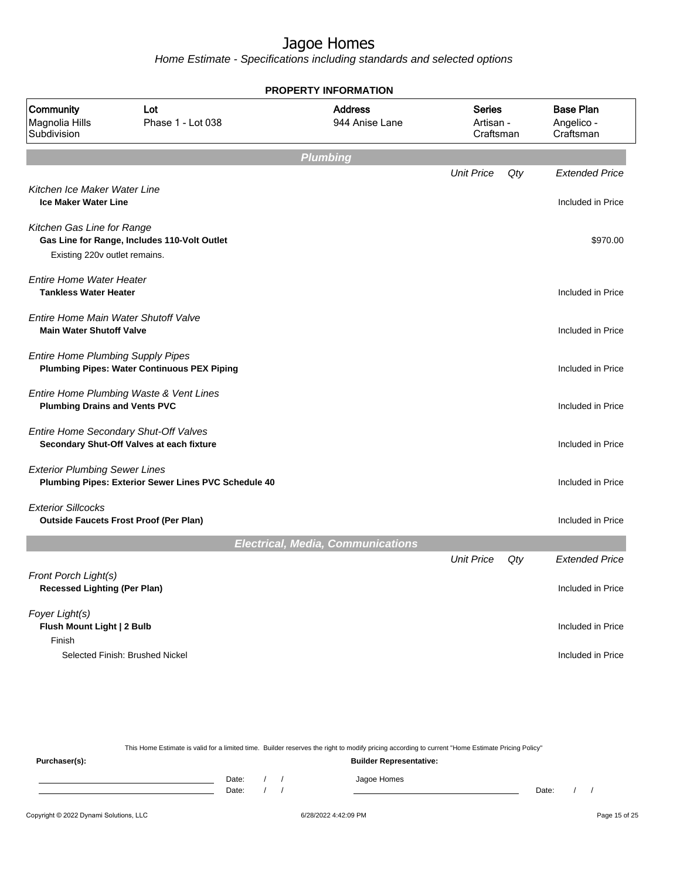# Jagoe Homes

*Home Estimate - Specifications including standards and selected options*

**PROPERTY INFORMATION**

| Community | Lot | Address | Series | Base Plan |
|---|---|---|---|---|
| Magnolia Hills Subdivision | Phase 1 - Lot 038 | 944 Anise Lane | Artisan - Craftsman | Angelico - Craftsman |

## Plumbing

| | Unit Price | Qty | Extended Price |
|---|---|---|---|
| *Kitchen Ice Maker Water Line* | | | |
| **Ice Maker Water Line** | | | Included in Price |
| *Kitchen Gas Line for Range* | | | |
| **Gas Line for Range, Includes 110-Volt Outlet** | | | $970.00 |
| Existing 220v outlet remains. | | | |
| *Entire Home Water Heater* | | | |
| **Tankless Water Heater** | | | Included in Price |
| *Entire Home Main Water Shutoff Valve* | | | |
| **Main Water Shutoff Valve** | | | Included in Price |
| *Entire Home Plumbing Supply Pipes* | | | |
| **Plumbing Pipes: Water Continuous PEX Piping** | | | Included in Price |
| *Entire Home Plumbing Waste & Vent Lines* | | | |
| **Plumbing Drains and Vents PVC** | | | Included in Price |
| *Entire Home Secondary Shut-Off Valves* | | | |
| **Secondary Shut-Off Valves at each fixture** | | | Included in Price |
| *Exterior Plumbing Sewer Lines* | | | |
| **Plumbing Pipes: Exterior Sewer Lines PVC Schedule 40** | | | Included in Price |
| *Exterior Sillcocks* | | | |
| **Outside Faucets Frost Proof (Per Plan)** | | | Included in Price |

## Electrical, Media, Communications

| | Unit Price | Qty | Extended Price |
|---|---|---|---|
| *Front Porch Light(s)* | | | |
| **Recessed Lighting (Per Plan)** | | | Included in Price |
| *Foyer Light(s)* | | | |
| **Flush Mount Light \| 2 Bulb** | | | Included in Price |
| Finish | | | |
| Selected Finish: Brushed Nickel | | | Included in Price |

This Home Estimate is valid for a limited time. Builder reserves the right to modify pricing according to current "Home Estimate Pricing Policy"

**Purchaser(s):** 

Date: / /

Date: / /

**Builder Representative:**

Jagoe Homes

Date: / /

Copyright © 2022 Dynami Solutions, LLC — 6/28/2022 4:42:09 PM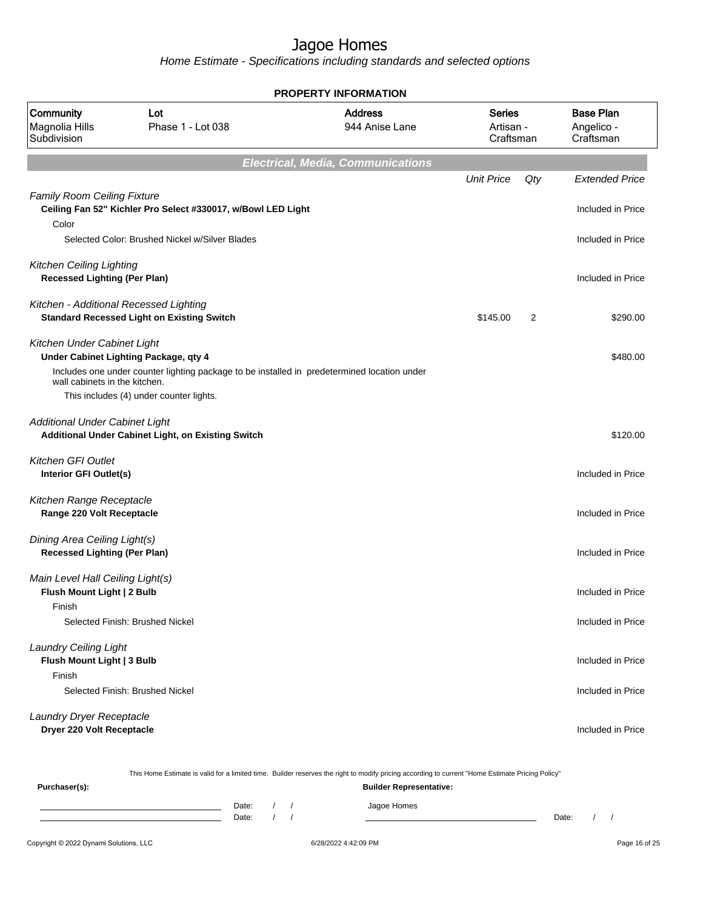# Jagoe Homes

*Home Estimate - Specifications including standards and selected options*

## PROPERTY INFORMATION

| Community | Lot | Address | Series | Base Plan |
|---|---|---|---|---|
| Magnolia Hills Subdivision | Phase 1 - Lot 038 | 944 Anise Lane | Artisan - Craftsman | Angelico - Craftsman |

## *Electrical, Media, Communications*

| | Unit Price | Qty | Extended Price |
|---|---|---|---|
| *Family Room Ceiling Fixture* | | | |
| **Ceiling Fan 52" Kichler Pro Select #330017, w/Bowl LED Light** | | | Included in Price |
| Color | | | |
| Selected Color: Brushed Nickel w/Silver Blades | | | Included in Price |
| *Kitchen Ceiling Lighting* | | | |
| **Recessed Lighting (Per Plan)** | | | Included in Price |
| *Kitchen - Additional Recessed Lighting* | | | |
| **Standard Recessed Light on Existing Switch** | $145.00 | 2 | $290.00 |
| *Kitchen Under Cabinet Light* | | | |
| **Under Cabinet Lighting Package, qty 4** | | | $480.00 |
| Includes one under counter lighting package to be installed in predetermined location under wall cabinets in the kitchen. | | | |
| This includes (4) under counter lights. | | | |
| *Additional Under Cabinet Light* | | | |
| **Additional Under Cabinet Light, on Existing Switch** | | | $120.00 |
| *Kitchen GFI Outlet* | | | |
| **Interior GFI Outlet(s)** | | | Included in Price |
| *Kitchen Range Receptacle* | | | |
| **Range 220 Volt Receptacle** | | | Included in Price |
| *Dining Area Ceiling Light(s)* | | | |
| **Recessed Lighting (Per Plan)** | | | Included in Price |
| *Main Level Hall Ceiling Light(s)* | | | |
| **Flush Mount Light \| 2 Bulb** | | | Included in Price |
| Finish | | | |
| Selected Finish: Brushed Nickel | | | Included in Price |
| *Laundry Ceiling Light* | | | |
| **Flush Mount Light \| 3 Bulb** | | | Included in Price |
| Finish | | | |
| Selected Finish: Brushed Nickel | | | Included in Price |
| *Laundry Dryer Receptacle* | | | |
| **Dryer 220 Volt Receptacle** | | | Included in Price |

This Home Estimate is valid for a limited time. Builder reserves the right to modify pricing according to current "Home Estimate Pricing Policy"

**Purchaser(s):** &nbsp;&nbsp;&nbsp;&nbsp; **Builder Representative:**

Date: / / &nbsp;&nbsp;&nbsp;&nbsp; Jagoe Homes

Date: / / &nbsp;&nbsp;&nbsp;&nbsp; Date: / /

Copyright © 2022 Dynami Solutions, LLC &nbsp;&nbsp;&nbsp;&nbsp; 6/28/2022 4:42:09 PM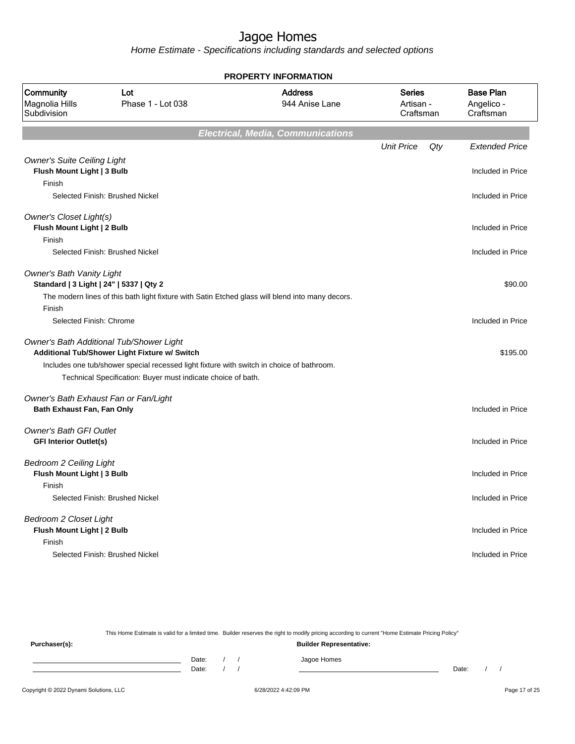# Jagoe Homes

*Home Estimate - Specifications including standards and selected options*

**PROPERTY INFORMATION**

| Community | Lot | Address | Series | Base Plan |
|---|---|---|---|---|
| Magnolia Hills Subdivision | Phase 1 - Lot 038 | 944 Anise Lane | Artisan - Craftsman | Angelico - Craftsman |

## *Electrical, Media, Communications*

| | Unit Price | Qty | Extended Price |
|---|---|---|---|
| *Owner's Suite Ceiling Light* | | | |
| **Flush Mount Light \| 3 Bulb** | | | Included in Price |
| Finish | | | |
| Selected Finish: Brushed Nickel | | | Included in Price |
| *Owner's Closet Light(s)* | | | |
| **Flush Mount Light \| 2 Bulb** | | | Included in Price |
| Finish | | | |
| Selected Finish: Brushed Nickel | | | Included in Price |
| *Owner's Bath Vanity Light* | | | |
| **Standard \| 3 Light \| 24" \| 5337 \| Qty 2** | | | $90.00 |
| The modern lines of this bath light fixture with Satin Etched glass will blend into many decors. | | | |
| Finish | | | |
| Selected Finish: Chrome | | | Included in Price |
| *Owner's Bath Additional Tub/Shower Light* | | | |
| **Additional Tub/Shower Light Fixture w/ Switch** | | | $195.00 |
| Includes one tub/shower special recessed light fixture with switch in choice of bathroom. | | | |
| Technical Specification: Buyer must indicate choice of bath. | | | |
| *Owner's Bath Exhaust Fan or Fan/Light* | | | |
| **Bath Exhaust Fan, Fan Only** | | | Included in Price |
| *Owner's Bath GFI Outlet* | | | |
| **GFI Interior Outlet(s)** | | | Included in Price |
| *Bedroom 2 Ceiling Light* | | | |
| **Flush Mount Light \| 3 Bulb** | | | Included in Price |
| Finish | | | |
| Selected Finish: Brushed Nickel | | | Included in Price |
| *Bedroom 2 Closet Light* | | | |
| **Flush Mount Light \| 2 Bulb** | | | Included in Price |
| Finish | | | |
| Selected Finish: Brushed Nickel | | | Included in Price |

This Home Estimate is valid for a limited time. Builder reserves the right to modify pricing according to current "Home Estimate Pricing Policy"

**Purchaser(s):**

Date: / /
Date: / /

**Builder Representative:**

Jagoe Homes

Date: / /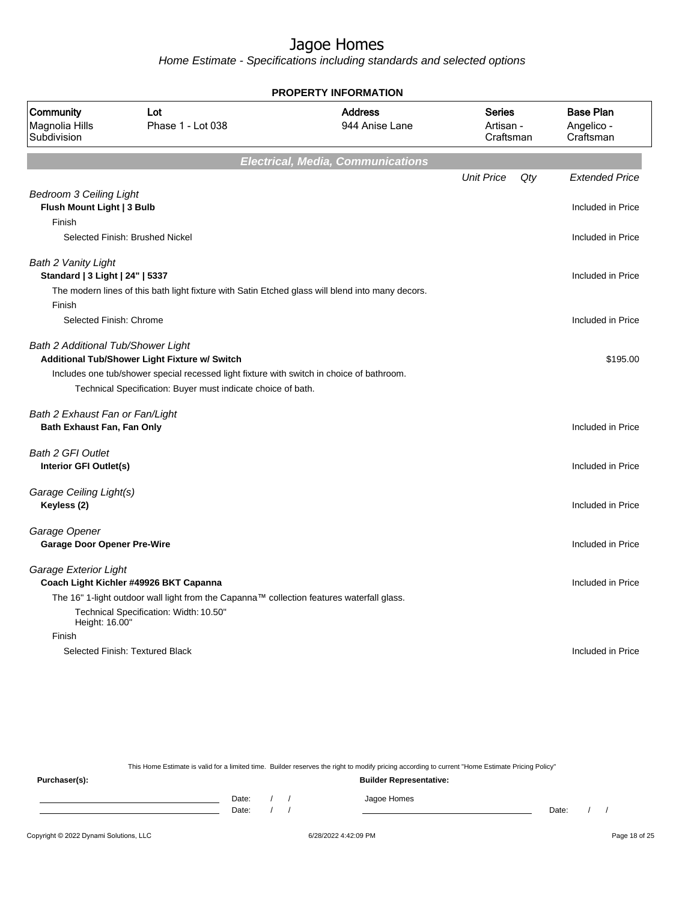# Jagoe Homes

*Home Estimate - Specifications including standards and selected options*

**PROPERTY INFORMATION**

| Community | Lot | Address | Series | Base Plan |
|---|---|---|---|---|
| Magnolia Hills Subdivision | Phase 1 - Lot 038 | 944 Anise Lane | Artisan - Craftsman | Angelico - Craftsman |

## Electrical, Media, Communications

| | Unit Price | Qty | Extended Price |
|---|---|---|---|
| *Bedroom 3 Ceiling Light* | | | |
| **Flush Mount Light \| 3 Bulb** | | | Included in Price |
| Finish | | | |
| Selected Finish: Brushed Nickel | | | Included in Price |
| *Bath 2 Vanity Light* | | | |
| **Standard \| 3 Light \| 24" \| 5337** | | | Included in Price |
| The modern lines of this bath light fixture with Satin Etched glass will blend into many decors. | | | |
| Finish | | | |
| Selected Finish: Chrome | | | Included in Price |
| *Bath 2 Additional Tub/Shower Light* | | | |
| **Additional Tub/Shower Light Fixture w/ Switch** | | | $195.00 |
| Includes one tub/shower special recessed light fixture with switch in choice of bathroom. | | | |
| Technical Specification: Buyer must indicate choice of bath. | | | |
| *Bath 2 Exhaust Fan or Fan/Light* | | | |
| **Bath Exhaust Fan, Fan Only** | | | Included in Price |
| *Bath 2 GFI Outlet* | | | |
| **Interior GFI Outlet(s)** | | | Included in Price |
| *Garage Ceiling Light(s)* | | | |
| **Keyless (2)** | | | Included in Price |
| *Garage Opener* | | | |
| **Garage Door Opener Pre-Wire** | | | Included in Price |
| *Garage Exterior Light* | | | |
| **Coach Light Kichler #49926 BKT Capanna** | | | Included in Price |
| The 16" 1-light outdoor wall light from the Capanna™ collection features waterfall glass. | | | |
| Technical Specification: Width: 10.50" Height: 16.00" | | | |
| Finish | | | |
| Selected Finish: Textured Black | | | Included in Price |

This Home Estimate is valid for a limited time. Builder reserves the right to modify pricing according to current "Home Estimate Pricing Policy"

**Purchaser(s):** **Builder Representative:**

Date: / / Jagoe Homes

Date: / / Date: / /

Copyright © 2022 Dynami Solutions, LLC 6/28/2022 4:42:09 PM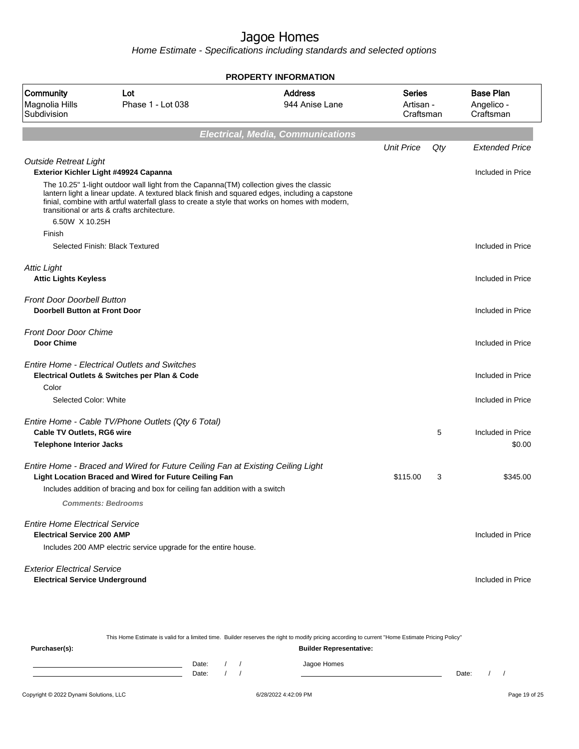# Jagoe Homes

Home Estimate - Specifications including standards and selected options

**PROPERTY INFORMATION**

| Community | Lot | Address | Series | Base Plan |
|---|---|---|---|---|
| Magnolia Hills Subdivision | Phase 1 - Lot 038 | 944 Anise Lane | Artisan - Craftsman | Angelico - Craftsman |

## Electrical, Media, Communications

| | Unit Price | Qty | Extended Price |
|---|---|---|---|
| *Outside Retreat Light* | | | |
| **Exterior Kichler Light #49924 Capanna** | | | Included in Price |
| The 10.25" 1-light outdoor wall light from the Capanna(TM) collection gives the classic lantern light a linear update. A textured black finish and squared edges, including a capstone finial, combine with artful waterfall glass to create a style that works on homes with modern, transitional or arts & crafts architecture. | | | |
| 6.50W X 10.25H | | | |
| Finish | | | |
| Selected Finish: Black Textured | | | Included in Price |
| *Attic Light* | | | |
| **Attic Lights Keyless** | | | Included in Price |
| *Front Door Doorbell Button* | | | |
| **Doorbell Button at Front Door** | | | Included in Price |
| *Front Door Door Chime* | | | |
| **Door Chime** | | | Included in Price |
| *Entire Home - Electrical Outlets and Switches* | | | |
| **Electrical Outlets & Switches per Plan & Code** | | | Included in Price |
| Color | | | |
| Selected Color: White | | | Included in Price |
| *Entire Home - Cable TV/Phone Outlets (Qty 6 Total)* | | | |
| **Cable TV Outlets, RG6 wire** | | 5 | Included in Price |
| **Telephone Interior Jacks** | | | $0.00 |
| *Entire Home - Braced and Wired for Future Ceiling Fan at Existing Ceiling Light* | | | |
| **Light Location Braced and Wired for Future Ceiling Fan** | $115.00 | 3 | $345.00 |
| Includes addition of bracing and box for ceiling fan addition with a switch | | | |
| ***Comments: Bedrooms*** | | | |
| *Entire Home Electrical Service* | | | |
| **Electrical Service 200 AMP** | | | Included in Price |
| Includes 200 AMP electric service upgrade for the entire house. | | | |
| *Exterior Electrical Service* | | | |
| **Electrical Service Underground** | | | Included in Price |

This Home Estimate is valid for a limited time. Builder reserves the right to modify pricing according to current "Home Estimate Pricing Policy"

**Purchaser(s):** Date: / / Date: / /

**Builder Representative:** Jagoe Homes Date: / /

Copyright © 2022 Dynami Solutions, LLC — 6/28/2022 4:42:09 PM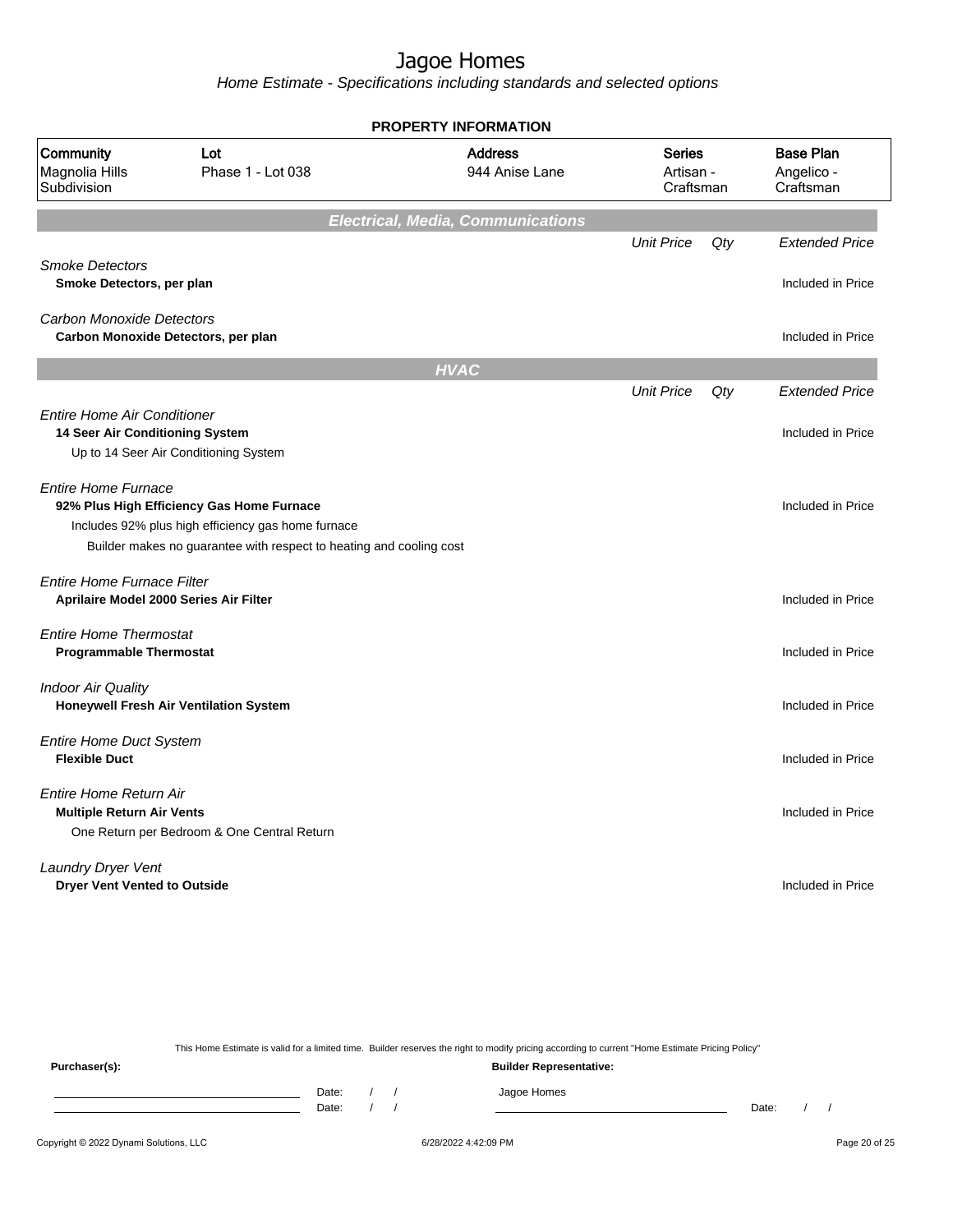# Jagoe Homes

*Home Estimate - Specifications including standards and selected options*

**PROPERTY INFORMATION**

| Community | Lot | Address | Series | Base Plan |
|---|---|---|---|---|
| Magnolia Hills Subdivision | Phase 1 - Lot 038 | 944 Anise Lane | Artisan - Craftsman | Angelico - Craftsman |

## Electrical, Media, Communications

| | Unit Price | Qty | Extended Price |
|---|---|---|---|
| *Smoke Detectors* | | | |
| **Smoke Detectors, per plan** | | | Included in Price |
| *Carbon Monoxide Detectors* | | | |
| **Carbon Monoxide Detectors, per plan** | | | Included in Price |

## HVAC

| | Unit Price | Qty | Extended Price |
|---|---|---|---|
| *Entire Home Air Conditioner* | | | |
| **14 Seer Air Conditioning System** | | | Included in Price |
| Up to 14 Seer Air Conditioning System | | | |
| *Entire Home Furnace* | | | |
| **92% Plus High Efficiency Gas Home Furnace** | | | Included in Price |
| Includes 92% plus high efficiency gas home furnace | | | |
| Builder makes no guarantee with respect to heating and cooling cost | | | |
| *Entire Home Furnace Filter* | | | |
| **Aprilaire Model 2000 Series Air Filter** | | | Included in Price |
| *Entire Home Thermostat* | | | |
| **Programmable Thermostat** | | | Included in Price |
| *Indoor Air Quality* | | | |
| **Honeywell Fresh Air Ventilation System** | | | Included in Price |
| *Entire Home Duct System* | | | |
| **Flexible Duct** | | | Included in Price |
| *Entire Home Return Air* | | | |
| **Multiple Return Air Vents** | | | Included in Price |
| One Return per Bedroom & One Central Return | | | |
| *Laundry Dryer Vent* | | | |
| **Dryer Vent Vented to Outside** | | | Included in Price |

This Home Estimate is valid for a limited time. Builder reserves the right to modify pricing according to current "Home Estimate Pricing Policy"

**Purchaser(s):** Date: / / Date: / /

**Builder Representative:** Jagoe Homes Date: / /

Copyright © 2022 Dynami Solutions, LLC 6/28/2022 4:42:09 PM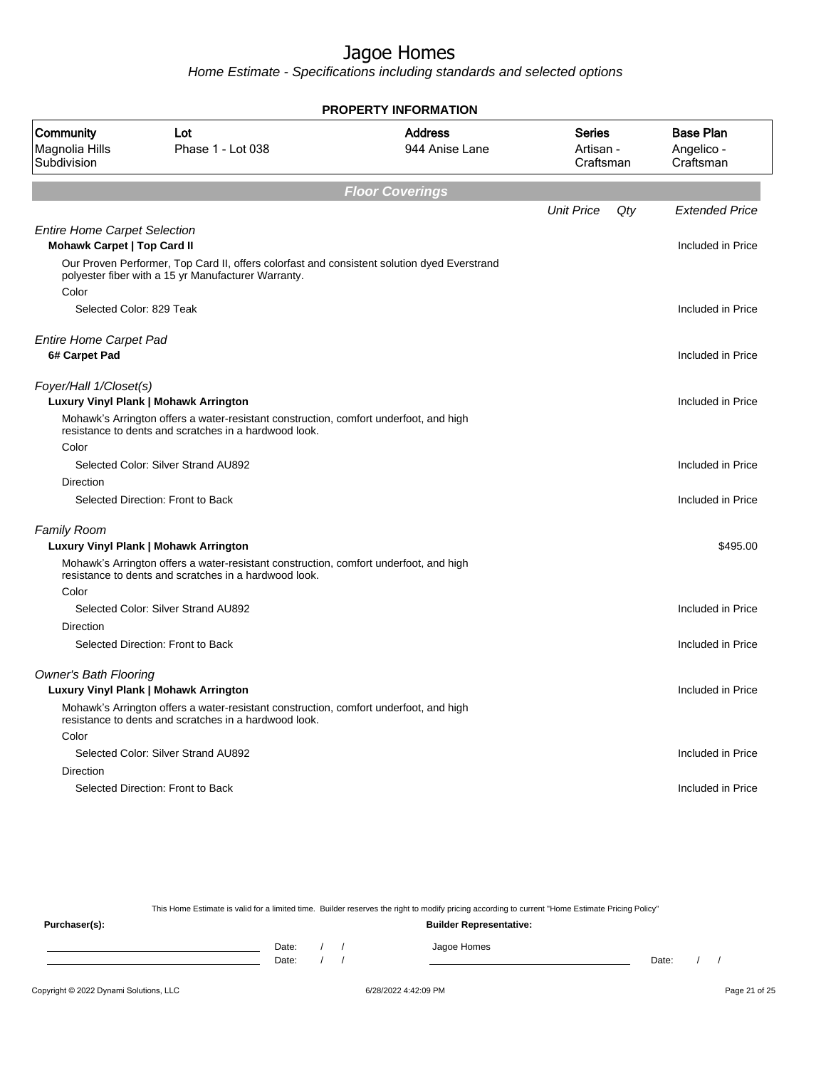# Jagoe Homes

*Home Estimate - Specifications including standards and selected options*

## PROPERTY INFORMATION

| Community | Lot | Address | Series | Base Plan |
|---|---|---|---|---|
| Magnolia Hills Subdivision | Phase 1 - Lot 038 | 944 Anise Lane | Artisan - Craftsman | Angelico - Craftsman |

## Floor Coverings

| | Unit Price | Qty | Extended Price |
|---|---|---|---|
| *Entire Home Carpet Selection* | | | |
| **Mohawk Carpet \| Top Card II** | | | Included in Price |
| Our Proven Performer, Top Card II, offers colorfast and consistent solution dyed Everstrand polyester fiber with a 15 yr Manufacturer Warranty. | | | |
| Color | | | |
| Selected Color: 829 Teak | | | Included in Price |
| *Entire Home Carpet Pad* | | | |
| **6# Carpet Pad** | | | Included in Price |
| *Foyer/Hall 1/Closet(s)* | | | |
| **Luxury Vinyl Plank \| Mohawk Arrington** | | | Included in Price |
| Mohawk's Arrington offers a water-resistant construction, comfort underfoot, and high resistance to dents and scratches in a hardwood look. | | | |
| Color | | | |
| Selected Color: Silver Strand AU892 | | | Included in Price |
| Direction | | | |
| Selected Direction: Front to Back | | | Included in Price |
| *Family Room* | | | |
| **Luxury Vinyl Plank \| Mohawk Arrington** | | | $495.00 |
| Mohawk's Arrington offers a water-resistant construction, comfort underfoot, and high resistance to dents and scratches in a hardwood look. | | | |
| Color | | | |
| Selected Color: Silver Strand AU892 | | | Included in Price |
| Direction | | | |
| Selected Direction: Front to Back | | | Included in Price |
| *Owner's Bath Flooring* | | | |
| **Luxury Vinyl Plank \| Mohawk Arrington** | | | Included in Price |
| Mohawk's Arrington offers a water-resistant construction, comfort underfoot, and high resistance to dents and scratches in a hardwood look. | | | |
| Color | | | |
| Selected Color: Silver Strand AU892 | | | Included in Price |
| Direction | | | |
| Selected Direction: Front to Back | | | Included in Price |

This Home Estimate is valid for a limited time. Builder reserves the right to modify pricing according to current "Home Estimate Pricing Policy"

**Purchaser(s):**

Date: / /

Date: / /

**Builder Representative:**

Jagoe Homes

Date: / /

Copyright © 2022 Dynami Solutions, LLC

6/28/2022 4:42:09 PM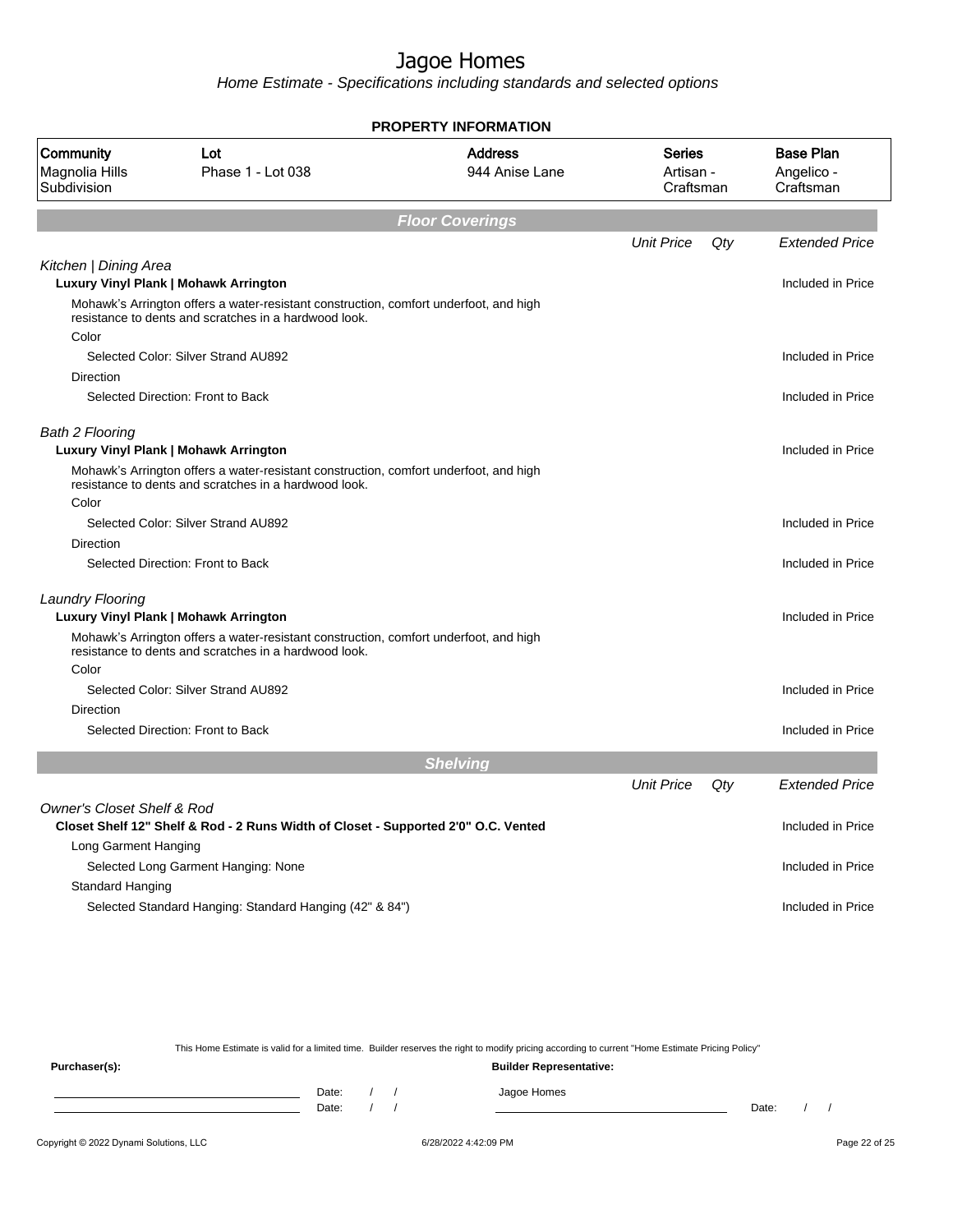# Jagoe Homes

*Home Estimate - Specifications including standards and selected options*

**PROPERTY INFORMATION**

| Community | Lot | Address | Series | Base Plan |
|---|---|---|---|---|
| Magnolia Hills Subdivision | Phase 1 - Lot 038 | 944 Anise Lane | Artisan - Craftsman | Angelico - Craftsman |

## Floor Coverings

| | Unit Price | Qty | Extended Price |
|---|---|---|---|
| *Kitchen \| Dining Area* | | | |
| **Luxury Vinyl Plank \| Mohawk Arrington** | | | Included in Price |
| Mohawk's Arrington offers a water-resistant construction, comfort underfoot, and high resistance to dents and scratches in a hardwood look. | | | |
| Color | | | |
| Selected Color: Silver Strand AU892 | | | Included in Price |
| Direction | | | |
| Selected Direction: Front to Back | | | Included in Price |
| *Bath 2 Flooring* | | | |
| **Luxury Vinyl Plank \| Mohawk Arrington** | | | Included in Price |
| Mohawk's Arrington offers a water-resistant construction, comfort underfoot, and high resistance to dents and scratches in a hardwood look. | | | |
| Color | | | |
| Selected Color: Silver Strand AU892 | | | Included in Price |
| Direction | | | |
| Selected Direction: Front to Back | | | Included in Price |
| *Laundry Flooring* | | | |
| **Luxury Vinyl Plank \| Mohawk Arrington** | | | Included in Price |
| Mohawk's Arrington offers a water-resistant construction, comfort underfoot, and high resistance to dents and scratches in a hardwood look. | | | |
| Color | | | |
| Selected Color: Silver Strand AU892 | | | Included in Price |
| Direction | | | |
| Selected Direction: Front to Back | | | Included in Price |

## Shelving

| | Unit Price | Qty | Extended Price |
|---|---|---|---|
| *Owner's Closet Shelf & Rod* | | | |
| **Closet Shelf 12" Shelf & Rod - 2 Runs Width of Closet - Supported 2'0" O.C. Vented** | | | Included in Price |
| Long Garment Hanging | | | |
| Selected Long Garment Hanging: None | | | Included in Price |
| Standard Hanging | | | |
| Selected Standard Hanging: Standard Hanging (42" & 84") | | | Included in Price |

This Home Estimate is valid for a limited time. Builder reserves the right to modify pricing according to current "Home Estimate Pricing Policy"

**Purchaser(s):**

Date: / /

Date: / /

**Builder Representative:**

Jagoe Homes

Date: / /

Copyright © 2022 Dynami Solutions, LLC — 6/28/2022 4:42:09 PM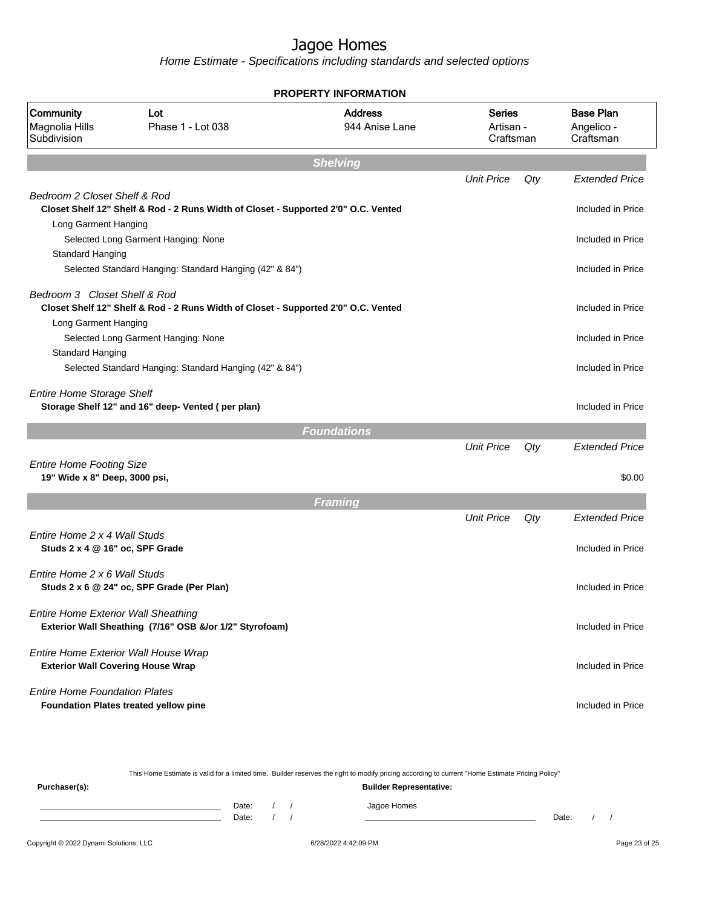# Jagoe Homes

*Home Estimate - Specifications including standards and selected options*

**PROPERTY INFORMATION**

| Community | Lot | Address | Series | Base Plan |
|---|---|---|---|---|
| Magnolia Hills Subdivision | Phase 1 - Lot 038 | 944 Anise Lane | Artisan - Craftsman | Angelico - Craftsman |

## Shelving

| | Unit Price | Qty | Extended Price |
|---|---|---|---|
| *Bedroom 2 Closet Shelf & Rod* | | | |
| **Closet Shelf 12" Shelf & Rod - 2 Runs Width of Closet - Supported 2'0" O.C. Vented** | | | Included in Price |
| Long Garment Hanging | | | |
| Selected Long Garment Hanging: None | | | Included in Price |
| Standard Hanging | | | |
| Selected Standard Hanging: Standard Hanging (42" & 84") | | | Included in Price |
| *Bedroom 3 Closet Shelf & Rod* | | | |
| **Closet Shelf 12" Shelf & Rod - 2 Runs Width of Closet - Supported 2'0" O.C. Vented** | | | Included in Price |
| Long Garment Hanging | | | |
| Selected Long Garment Hanging: None | | | Included in Price |
| Standard Hanging | | | |
| Selected Standard Hanging: Standard Hanging (42" & 84") | | | Included in Price |
| *Entire Home Storage Shelf* | | | |
| **Storage Shelf 12" and 16" deep- Vented ( per plan)** | | | Included in Price |

## Foundations

| | Unit Price | Qty | Extended Price |
|---|---|---|---|
| *Entire Home Footing Size* | | | |
| **19" Wide x 8" Deep, 3000 psi,** | | | $0.00 |

## Framing

| | Unit Price | Qty | Extended Price |
|---|---|---|---|
| *Entire Home 2 x 4 Wall Studs* | | | |
| **Studs 2 x 4 @ 16" oc, SPF Grade** | | | Included in Price |
| *Entire Home 2 x 6 Wall Studs* | | | |
| **Studs 2 x 6 @ 24" oc, SPF Grade (Per Plan)** | | | Included in Price |
| *Entire Home Exterior Wall Sheathing* | | | |
| **Exterior Wall Sheathing (7/16" OSB &/or 1/2" Styrofoam)** | | | Included in Price |
| *Entire Home Exterior Wall House Wrap* | | | |
| **Exterior Wall Covering House Wrap** | | | Included in Price |
| *Entire Home Foundation Plates* | | | |
| **Foundation Plates treated yellow pine** | | | Included in Price |

This Home Estimate is valid for a limited time. Builder reserves the right to modify pricing according to current "Home Estimate Pricing Policy"

**Purchaser(s):**

Date: / /

Date: / /

**Builder Representative:**

Jagoe Homes

Date: / /

Copyright © 2022 Dynami Solutions, LLC — 6/28/2022 4:42:09 PM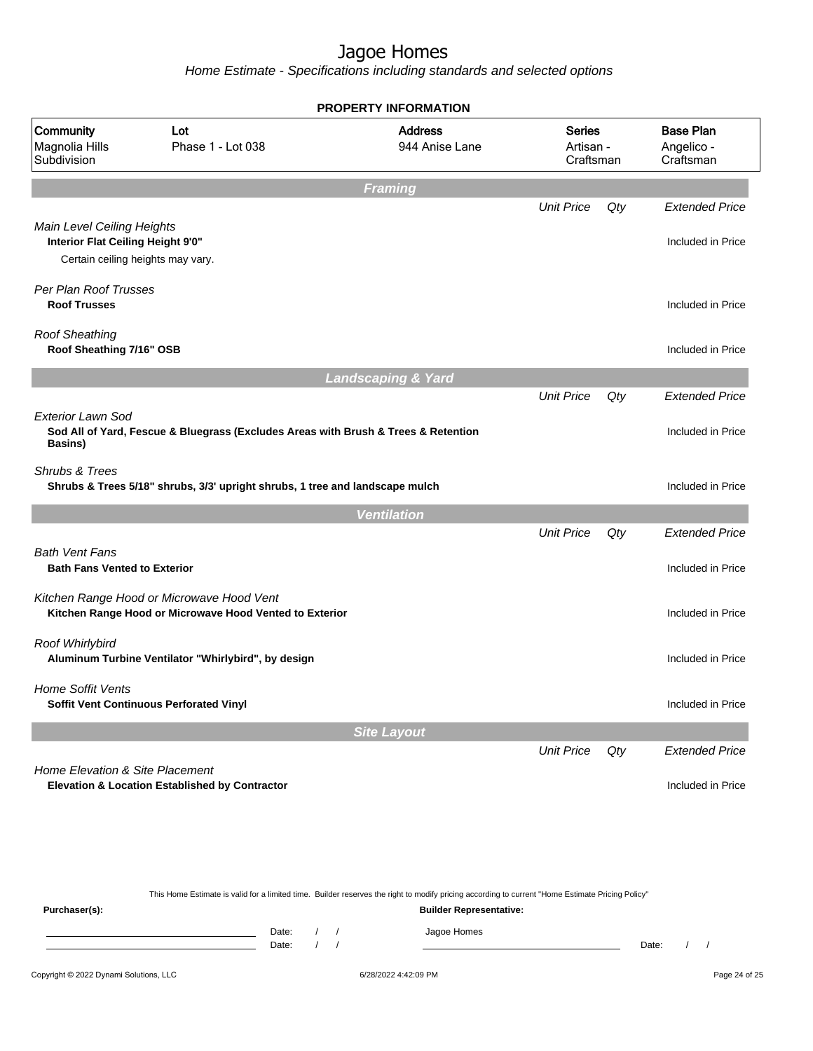# Jagoe Homes

*Home Estimate - Specifications including standards and selected options*

## PROPERTY INFORMATION

| Community | Lot | Address | Series | Base Plan |
|---|---|---|---|---|
| Magnolia Hills Subdivision | Phase 1 - Lot 038 | 944 Anise Lane | Artisan - Craftsman | Angelico - Craftsman |

## Framing

| | Unit Price | Qty | Extended Price |
|---|---|---|---|
| *Main Level Ceiling Heights* | | | |
| **Interior Flat Ceiling Height 9'0"** | | | Included in Price |
| Certain ceiling heights may vary. | | | |
| *Per Plan Roof Trusses* | | | |
| **Roof Trusses** | | | Included in Price |
| *Roof Sheathing* | | | |
| **Roof Sheathing 7/16" OSB** | | | Included in Price |

## Landscaping & Yard

| | Unit Price | Qty | Extended Price |
|---|---|---|---|
| *Exterior Lawn Sod* | | | |
| **Sod All of Yard, Fescue & Bluegrass (Excludes Areas with Brush & Trees & Retention Basins)** | | | Included in Price |
| *Shrubs & Trees* | | | |
| **Shrubs & Trees 5/18" shrubs, 3/3' upright shrubs, 1 tree and landscape mulch** | | | Included in Price |

## Ventilation

| | Unit Price | Qty | Extended Price |
|---|---|---|---|
| *Bath Vent Fans* | | | |
| **Bath Fans Vented to Exterior** | | | Included in Price |
| *Kitchen Range Hood or Microwave Hood Vent* | | | |
| **Kitchen Range Hood or Microwave Hood Vented to Exterior** | | | Included in Price |
| *Roof Whirlybird* | | | |
| **Aluminum Turbine Ventilator "Whirlybird", by design** | | | Included in Price |
| *Home Soffit Vents* | | | |
| **Soffit Vent Continuous Perforated Vinyl** | | | Included in Price |

## Site Layout

| | Unit Price | Qty | Extended Price |
|---|---|---|---|
| *Home Elevation & Site Placement* | | | |
| **Elevation & Location Established by Contractor** | | | Included in Price |

This Home Estimate is valid for a limited time. Builder reserves the right to modify pricing according to current "Home Estimate Pricing Policy"

**Purchaser(s):**

Date: / /

Date: / /

**Builder Representative:**

Jagoe Homes

Date: / /

Copyright © 2022 Dynami Solutions, LLC

6/28/2022 4:42:09 PM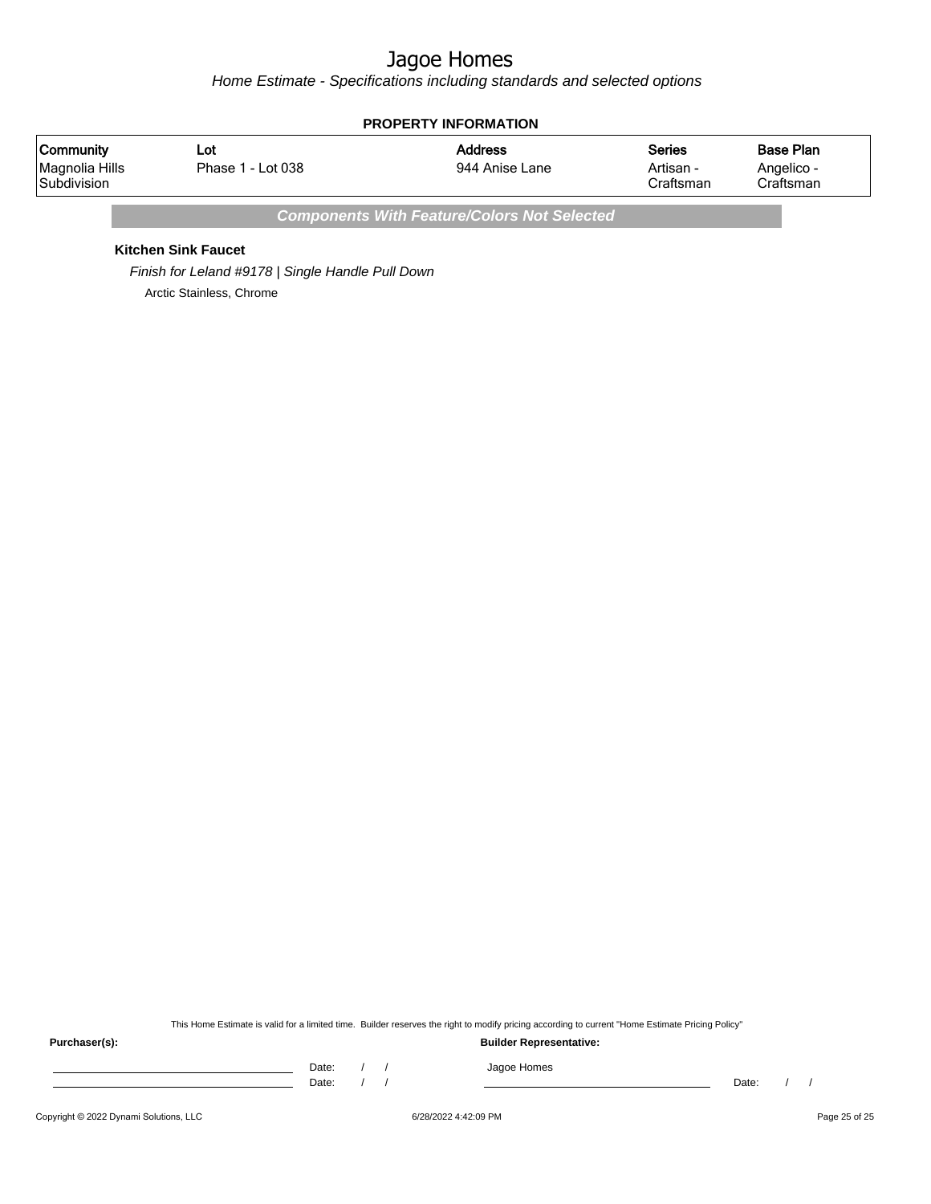# Jagoe Homes

*Home Estimate - Specifications including standards and selected options*

**PROPERTY INFORMATION**

| Community | Lot | Address | Series | Base Plan |
|---|---|---|---|---|
| Magnolia Hills Subdivision | Phase 1 - Lot 038 | 944 Anise Lane | Artisan - Craftsman | Angelico - Craftsman |

***Components With Feature/Colors Not Selected***

**Kitchen Sink Faucet**

*Finish for Leland #9178 | Single Handle Pull Down*

Arctic Stainless, Chrome

This Home Estimate is valid for a limited time. Builder reserves the right to modify pricing according to current "Home Estimate Pricing Policy"

**Purchaser(s):**

Date: / /

Date: / /

**Builder Representative:**

Jagoe Homes

Date: / /

Copyright © 2022 Dynami Solutions, LLC

6/28/2022 4:42:09 PM